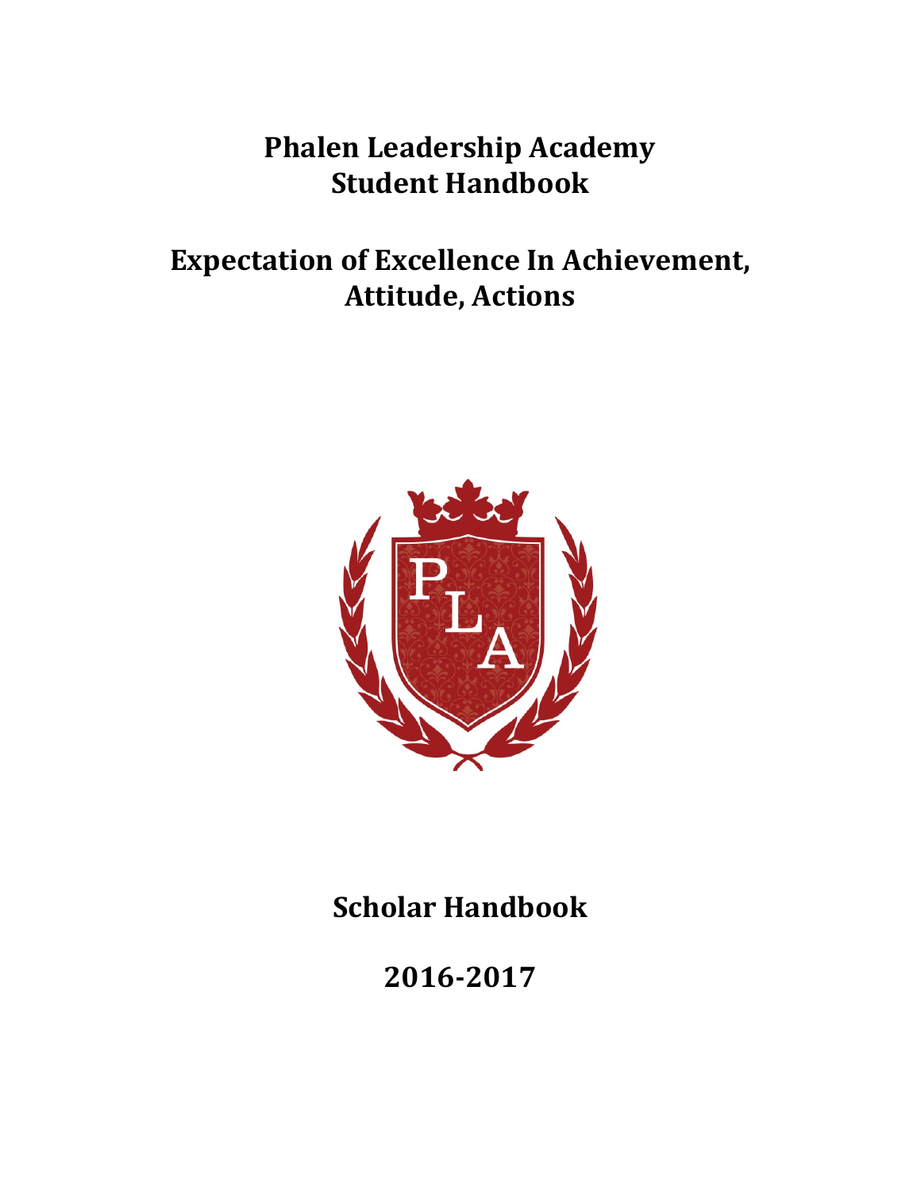# Phalen Leadership Academy Student Handbook

## Expectation of Excellence In Achievement, Attitude, Actions

## Scholar Handbook

## 2016-2017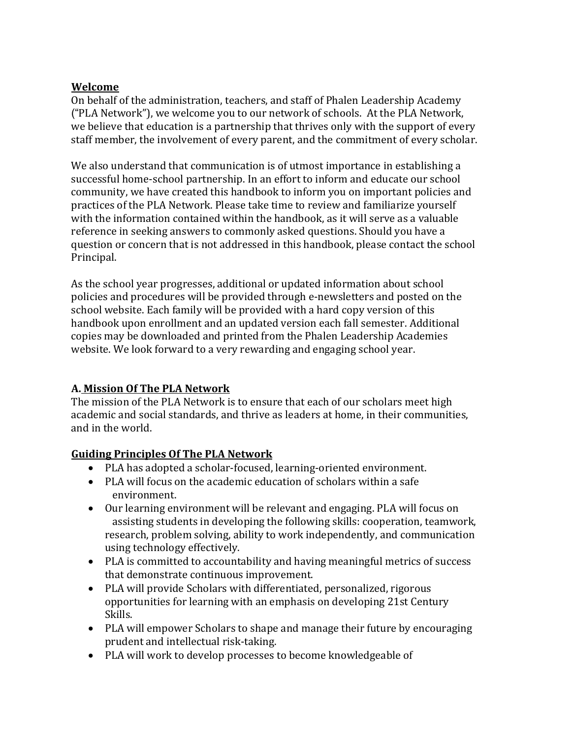## Welcome

On behalf of the administration, teachers, and staff of Phalen Leadership Academy ("PLA Network"), we welcome you to our network of schools. At the PLA Network, we believe that education is a partnership that thrives only with the support of every staff member, the involvement of every parent, and the commitment of every scholar.

We also understand that communication is of utmost importance in establishing a successful home-school partnership. In an effort to inform and educate our school community, we have created this handbook to inform you on important policies and practices of the PLA Network. Please take time to review and familiarize yourself with the information contained within the handbook, as it will serve as a valuable reference in seeking answers to commonly asked questions. Should you have a question or concern that is not addressed in this handbook, please contact the school Principal.

As the school year progresses, additional or updated information about school policies and procedures will be provided through e-newsletters and posted on the school website. Each family will be provided with a hard copy version of this handbook upon enrollment and an updated version each fall semester. Additional copies may be downloaded and printed from the Phalen Leadership Academies website. We look forward to a very rewarding and engaging school year.

## A. Mission Of The PLA Network

The mission of the PLA Network is to ensure that each of our scholars meet high academic and social standards, and thrive as leaders at home, in their communities, and in the world.

## Guiding Principles Of The PLA Network

- PLA has adopted a scholar-focused, learning-oriented environment.
- PLA will focus on the academic education of scholars within a safe environment.
- Our learning environment will be relevant and engaging. PLA will focus on assisting students in developing the following skills: cooperation, teamwork, research, problem solving, ability to work independently, and communication using technology effectively.
- PLA is committed to accountability and having meaningful metrics of success that demonstrate continuous improvement.
- PLA will provide Scholars with differentiated, personalized, rigorous opportunities for learning with an emphasis on developing 21st Century Skills.
- PLA will empower Scholars to shape and manage their future by encouraging prudent and intellectual risk-taking.
- PLA will work to develop processes to become knowledgeable of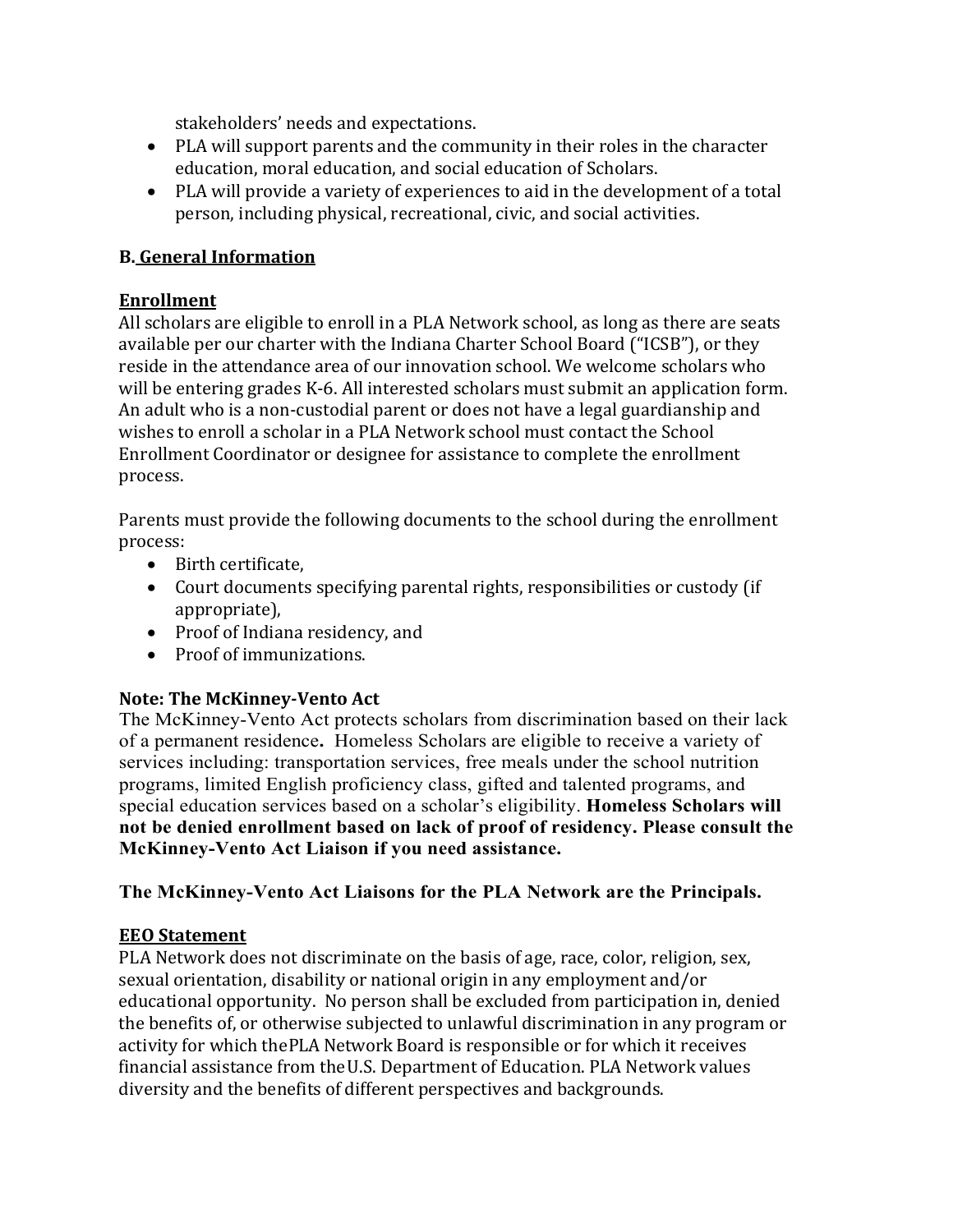stakeholders' needs and expectations.

- PLA will support parents and the community in their roles in the character education, moral education, and social education of Scholars.
- PLA will provide a variety of experiences to aid in the development of a total person, including physical, recreational, civic, and social activities.

## B. General Information

### Enrollment

All scholars are eligible to enroll in a PLA Network school, as long as there are seats available per our charter with the Indiana Charter School Board ("ICSB"), or they reside in the attendance area of our innovation school. We welcome scholars who will be entering grades K-6. All interested scholars must submit an application form. An adult who is a non-custodial parent or does not have a legal guardianship and wishes to enroll a scholar in a PLA Network school must contact the School Enrollment Coordinator or designee for assistance to complete the enrollment process.

Parents must provide the following documents to the school during the enrollment process:

- Birth certificate,
- Court documents specifying parental rights, responsibilities or custody (if appropriate),
- Proof of Indiana residency, and
- Proof of immunizations.

**Note: The McKinney-Vento Act**

The McKinney-Vento Act protects scholars from discrimination based on their lack of a permanent residence**.** Homeless Scholars are eligible to receive a variety of services including: transportation services, free meals under the school nutrition programs, limited English proficiency class, gifted and talented programs, and special education services based on a scholar's eligibility. **Homeless Scholars will not be denied enrollment based on lack of proof of residency. Please consult the McKinney-Vento Act Liaison if you need assistance.**

**The McKinney-Vento Act Liaisons for the PLA Network are the Principals.**

### EEO Statement

PLA Network does not discriminate on the basis of age, race, color, religion, sex, sexual orientation, disability or national origin in any employment and/or educational opportunity. No person shall be excluded from participation in, denied the benefits of, or otherwise subjected to unlawful discrimination in any program or activity for which thePLA Network Board is responsible or for which it receives financial assistance from theU.S. Department of Education. PLA Network values diversity and the benefits of different perspectives and backgrounds.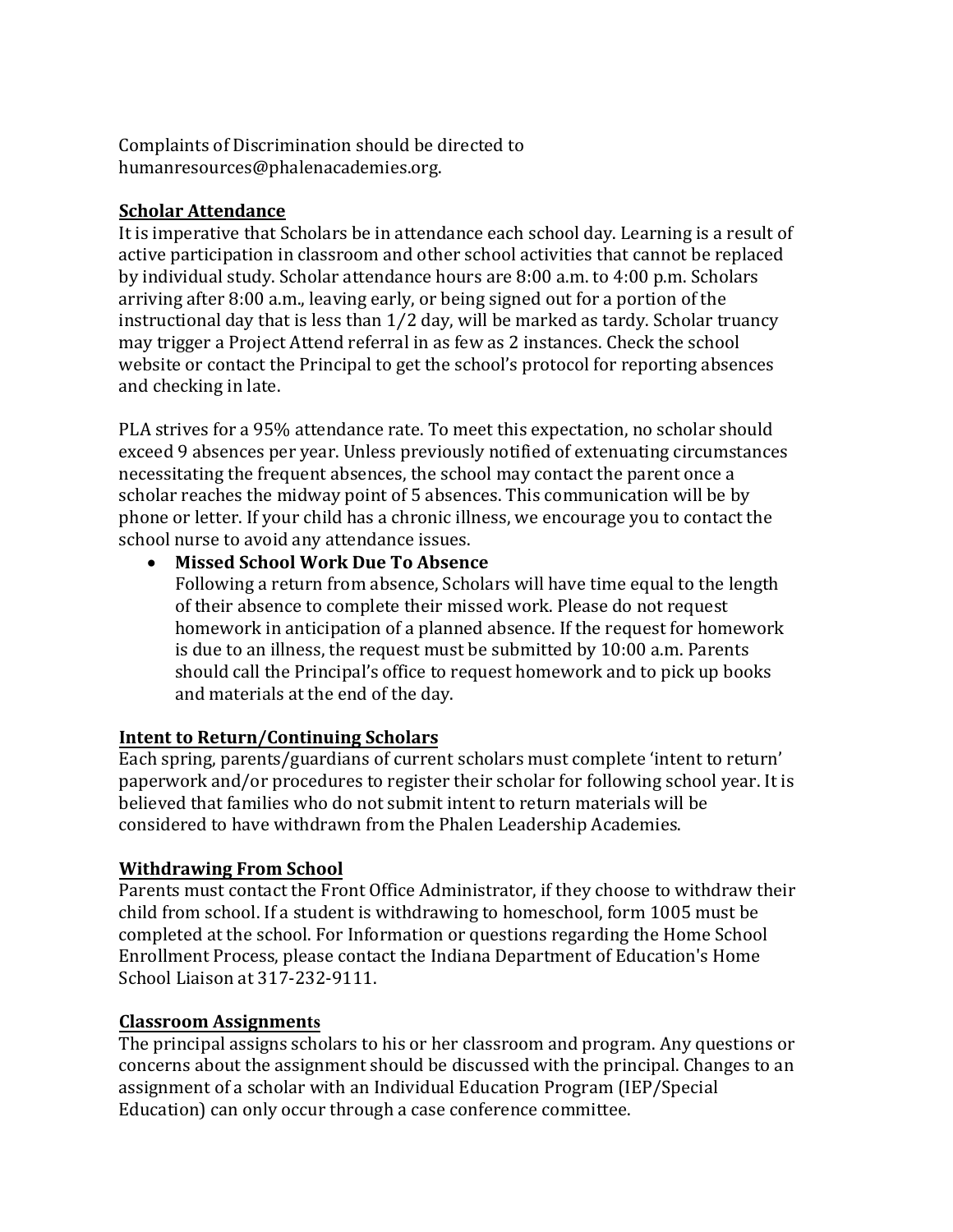Complaints of Discrimination should be directed to humanresources@phalenacademies.org.

## Scholar Attendance

It is imperative that Scholars be in attendance each school day. Learning is a result of active participation in classroom and other school activities that cannot be replaced by individual study. Scholar attendance hours are 8:00 a.m. to 4:00 p.m. Scholars arriving after 8:00 a.m., leaving early, or being signed out for a portion of the instructional day that is less than 1/2 day, will be marked as tardy. Scholar truancy may trigger a Project Attend referral in as few as 2 instances. Check the school website or contact the Principal to get the school's protocol for reporting absences and checking in late.

PLA strives for a 95% attendance rate. To meet this expectation, no scholar should exceed 9 absences per year. Unless previously notified of extenuating circumstances necessitating the frequent absences, the school may contact the parent once a scholar reaches the midway point of 5 absences. This communication will be by phone or letter. If your child has a chronic illness, we encourage you to contact the school nurse to avoid any attendance issues.

- **Missed School Work Due To Absence**
  Following a return from absence, Scholars will have time equal to the length of their absence to complete their missed work. Please do not request homework in anticipation of a planned absence. If the request for homework is due to an illness, the request must be submitted by 10:00 a.m. Parents should call the Principal's office to request homework and to pick up books and materials at the end of the day.

## Intent to Return/Continuing Scholars

Each spring, parents/guardians of current scholars must complete 'intent to return' paperwork and/or procedures to register their scholar for following school year. It is believed that families who do not submit intent to return materials will be considered to have withdrawn from the Phalen Leadership Academies.

## Withdrawing From School

Parents must contact the Front Office Administrator, if they choose to withdraw their child from school. If a student is withdrawing to homeschool, form 1005 must be completed at the school. For Information or questions regarding the Home School Enrollment Process, please contact the Indiana Department of Education's Home School Liaison at 317-232-9111.

## Classroom Assignments

The principal assigns scholars to his or her classroom and program. Any questions or concerns about the assignment should be discussed with the principal. Changes to an assignment of a scholar with an Individual Education Program (IEP/Special Education) can only occur through a case conference committee.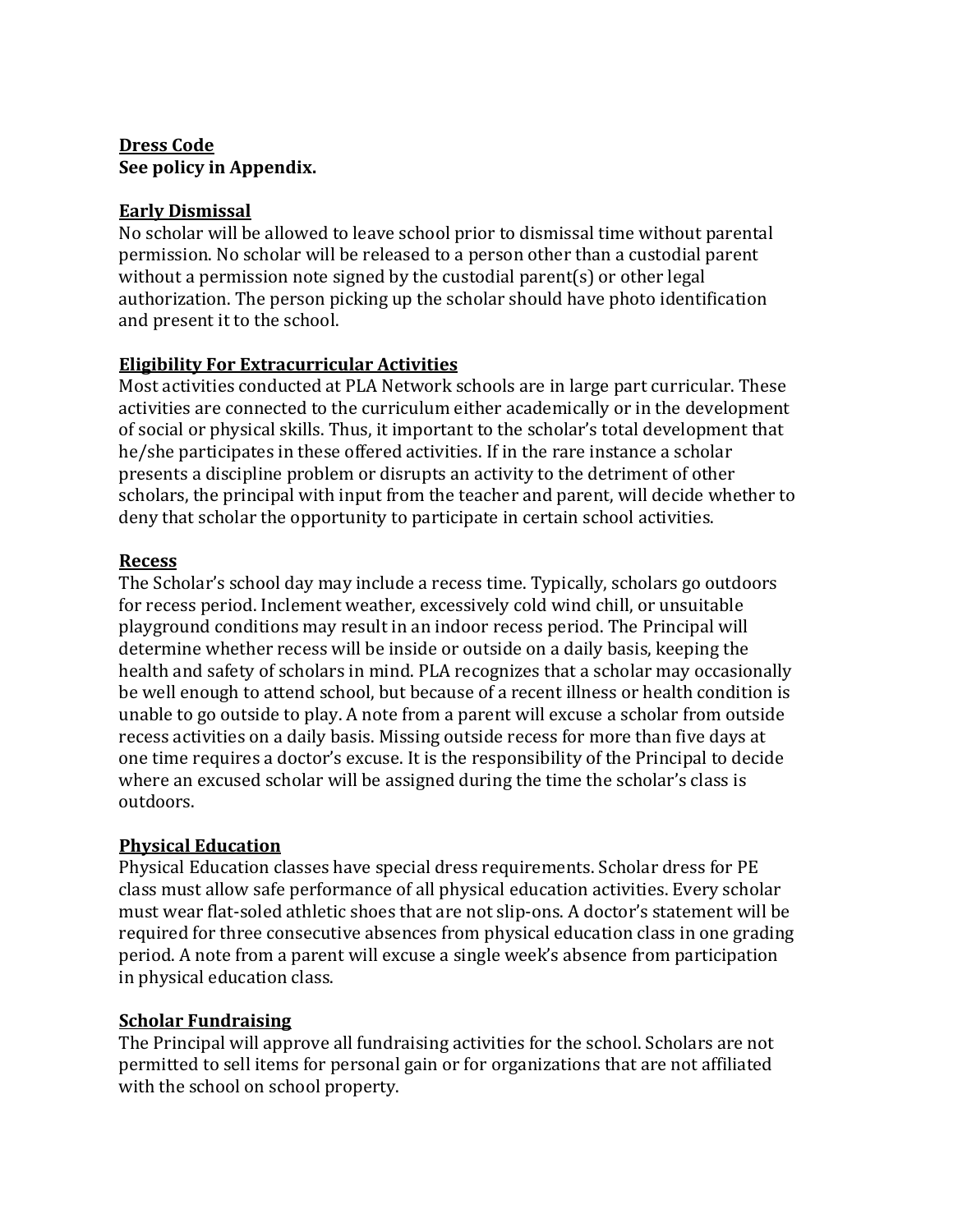## Dress Code

**See policy in Appendix.**

## Early Dismissal

No scholar will be allowed to leave school prior to dismissal time without parental permission. No scholar will be released to a person other than a custodial parent without a permission note signed by the custodial parent(s) or other legal authorization. The person picking up the scholar should have photo identification and present it to the school.

## Eligibility For Extracurricular Activities

Most activities conducted at PLA Network schools are in large part curricular. These activities are connected to the curriculum either academically or in the development of social or physical skills. Thus, it important to the scholar's total development that he/she participates in these offered activities. If in the rare instance a scholar presents a discipline problem or disrupts an activity to the detriment of other scholars, the principal with input from the teacher and parent, will decide whether to deny that scholar the opportunity to participate in certain school activities.

## Recess

The Scholar's school day may include a recess time. Typically, scholars go outdoors for recess period. Inclement weather, excessively cold wind chill, or unsuitable playground conditions may result in an indoor recess period. The Principal will determine whether recess will be inside or outside on a daily basis, keeping the health and safety of scholars in mind. PLA recognizes that a scholar may occasionally be well enough to attend school, but because of a recent illness or health condition is unable to go outside to play. A note from a parent will excuse a scholar from outside recess activities on a daily basis. Missing outside recess for more than five days at one time requires a doctor's excuse. It is the responsibility of the Principal to decide where an excused scholar will be assigned during the time the scholar's class is outdoors.

## Physical Education

Physical Education classes have special dress requirements. Scholar dress for PE class must allow safe performance of all physical education activities. Every scholar must wear flat-soled athletic shoes that are not slip-ons. A doctor's statement will be required for three consecutive absences from physical education class in one grading period. A note from a parent will excuse a single week's absence from participation in physical education class.

## Scholar Fundraising

The Principal will approve all fundraising activities for the school. Scholars are not permitted to sell items for personal gain or for organizations that are not affiliated with the school on school property.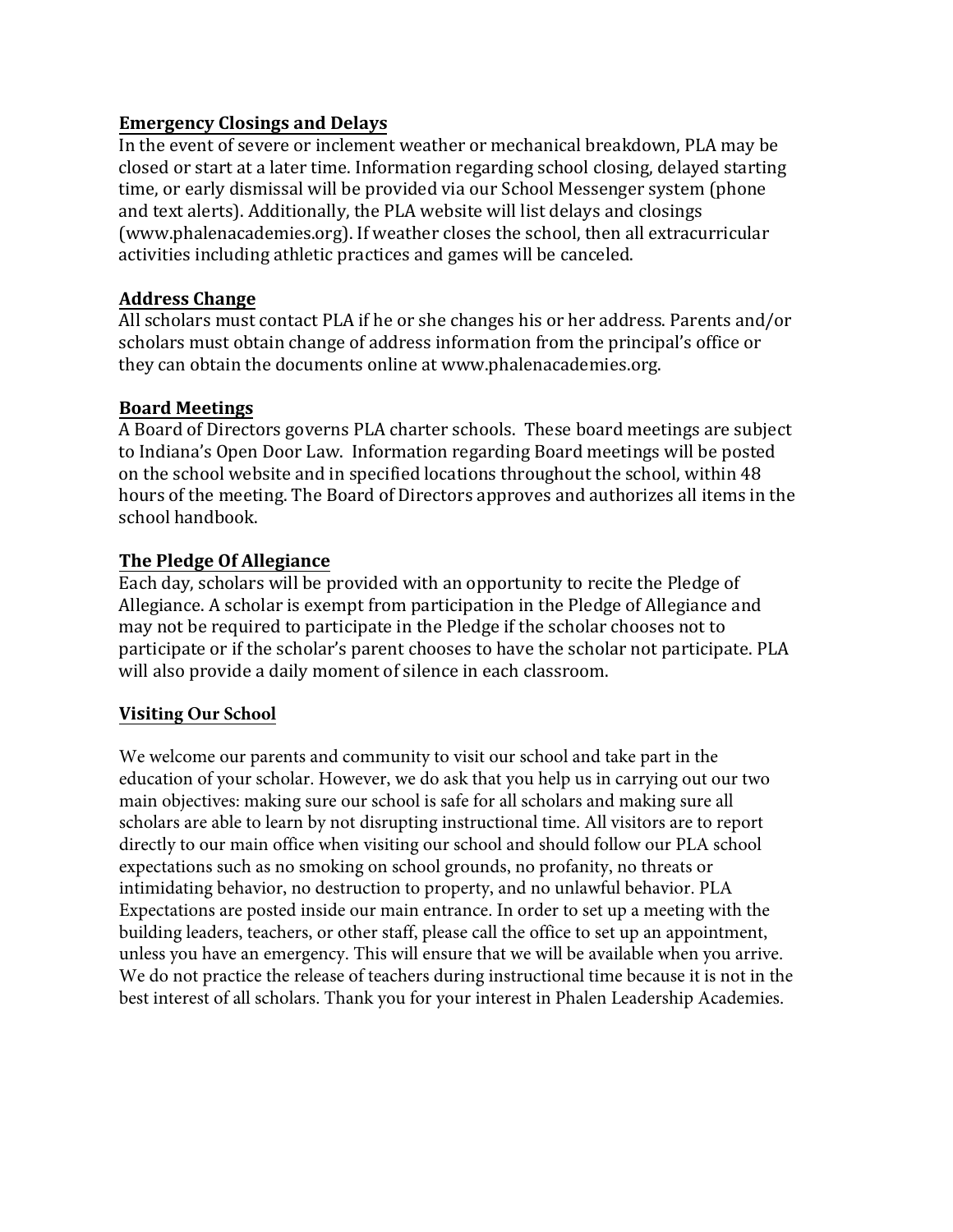## Emergency Closings and Delays

In the event of severe or inclement weather or mechanical breakdown, PLA may be closed or start at a later time. Information regarding school closing, delayed starting time, or early dismissal will be provided via our School Messenger system (phone and text alerts). Additionally, the PLA website will list delays and closings (www.phalenacademies.org). If weather closes the school, then all extracurricular activities including athletic practices and games will be canceled.

## Address Change

All scholars must contact PLA if he or she changes his or her address. Parents and/or scholars must obtain change of address information from the principal's office or they can obtain the documents online at www.phalenacademies.org.

## Board Meetings

A Board of Directors governs PLA charter schools. These board meetings are subject to Indiana's Open Door Law. Information regarding Board meetings will be posted on the school website and in specified locations throughout the school, within 48 hours of the meeting. The Board of Directors approves and authorizes all items in the school handbook.

## The Pledge Of Allegiance

Each day, scholars will be provided with an opportunity to recite the Pledge of Allegiance. A scholar is exempt from participation in the Pledge of Allegiance and may not be required to participate in the Pledge if the scholar chooses not to participate or if the scholar's parent chooses to have the scholar not participate. PLA will also provide a daily moment of silence in each classroom.

## Visiting Our School

We welcome our parents and community to visit our school and take part in the education of your scholar. However, we do ask that you help us in carrying out our two main objectives: making sure our school is safe for all scholars and making sure all scholars are able to learn by not disrupting instructional time. All visitors are to report directly to our main office when visiting our school and should follow our PLA school expectations such as no smoking on school grounds, no profanity, no threats or intimidating behavior, no destruction to property, and no unlawful behavior. PLA Expectations are posted inside our main entrance. In order to set up a meeting with the building leaders, teachers, or other staff, please call the office to set up an appointment, unless you have an emergency. This will ensure that we will be available when you arrive. We do not practice the release of teachers during instructional time because it is not in the best interest of all scholars. Thank you for your interest in Phalen Leadership Academies.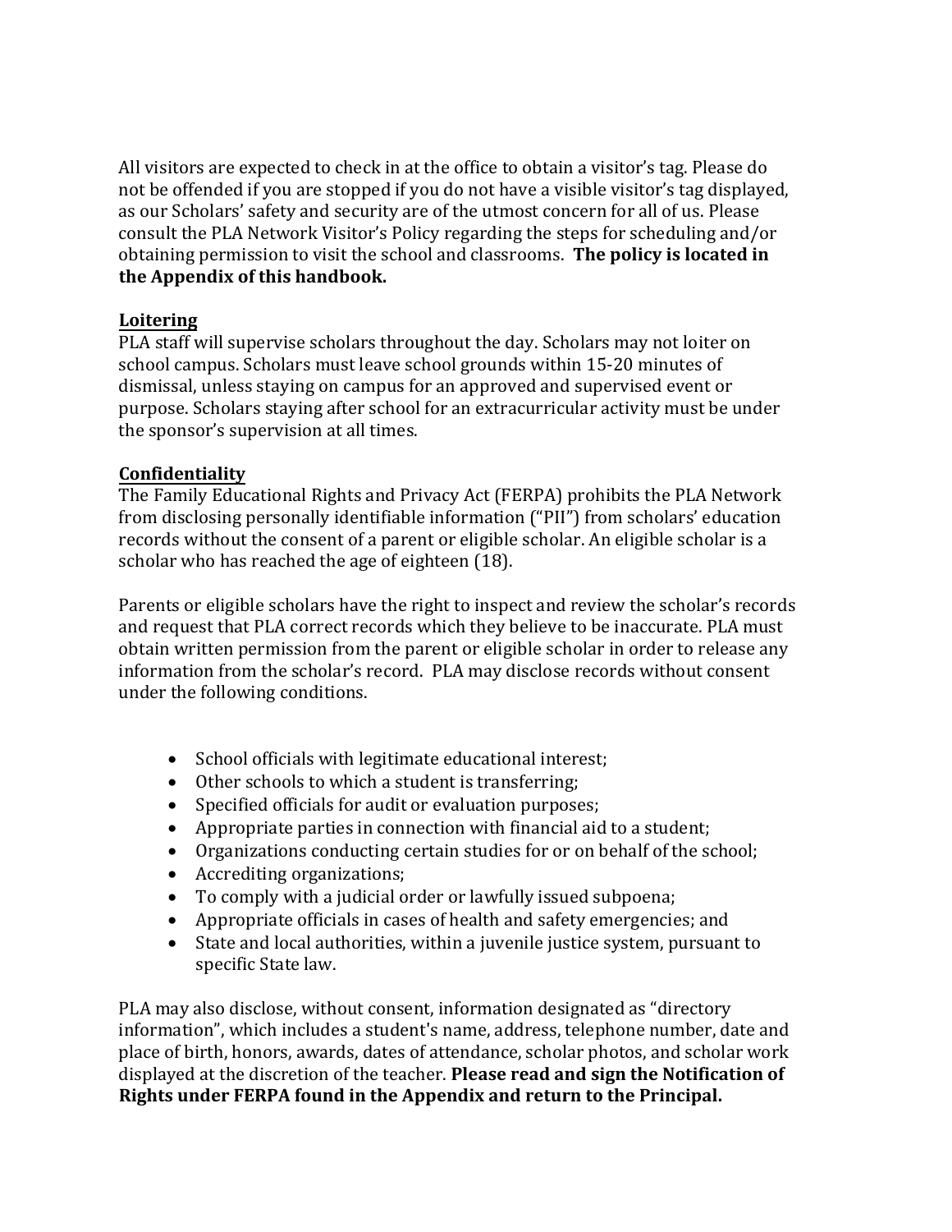All visitors are expected to check in at the office to obtain a visitor's tag. Please do not be offended if you are stopped if you do not have a visible visitor's tag displayed, as our Scholars' safety and security are of the utmost concern for all of us. Please consult the PLA Network Visitor's Policy regarding the steps for scheduling and/or obtaining permission to visit the school and classrooms. **The policy is located in the Appendix of this handbook.**

## Loitering

PLA staff will supervise scholars throughout the day. Scholars may not loiter on school campus. Scholars must leave school grounds within 15-20 minutes of dismissal, unless staying on campus for an approved and supervised event or purpose. Scholars staying after school for an extracurricular activity must be under the sponsor's supervision at all times.

## Confidentiality

The Family Educational Rights and Privacy Act (FERPA) prohibits the PLA Network from disclosing personally identifiable information ("PII") from scholars' education records without the consent of a parent or eligible scholar. An eligible scholar is a scholar who has reached the age of eighteen (18).

Parents or eligible scholars have the right to inspect and review the scholar's records and request that PLA correct records which they believe to be inaccurate. PLA must obtain written permission from the parent or eligible scholar in order to release any information from the scholar's record. PLA may disclose records without consent under the following conditions.

- School officials with legitimate educational interest;
- Other schools to which a student is transferring;
- Specified officials for audit or evaluation purposes;
- Appropriate parties in connection with financial aid to a student;
- Organizations conducting certain studies for or on behalf of the school;
- Accrediting organizations;
- To comply with a judicial order or lawfully issued subpoena;
- Appropriate officials in cases of health and safety emergencies; and
- State and local authorities, within a juvenile justice system, pursuant to specific State law.

PLA may also disclose, without consent, information designated as "directory information", which includes a student's name, address, telephone number, date and place of birth, honors, awards, dates of attendance, scholar photos, and scholar work displayed at the discretion of the teacher. **Please read and sign the Notification of Rights under FERPA found in the Appendix and return to the Principal.**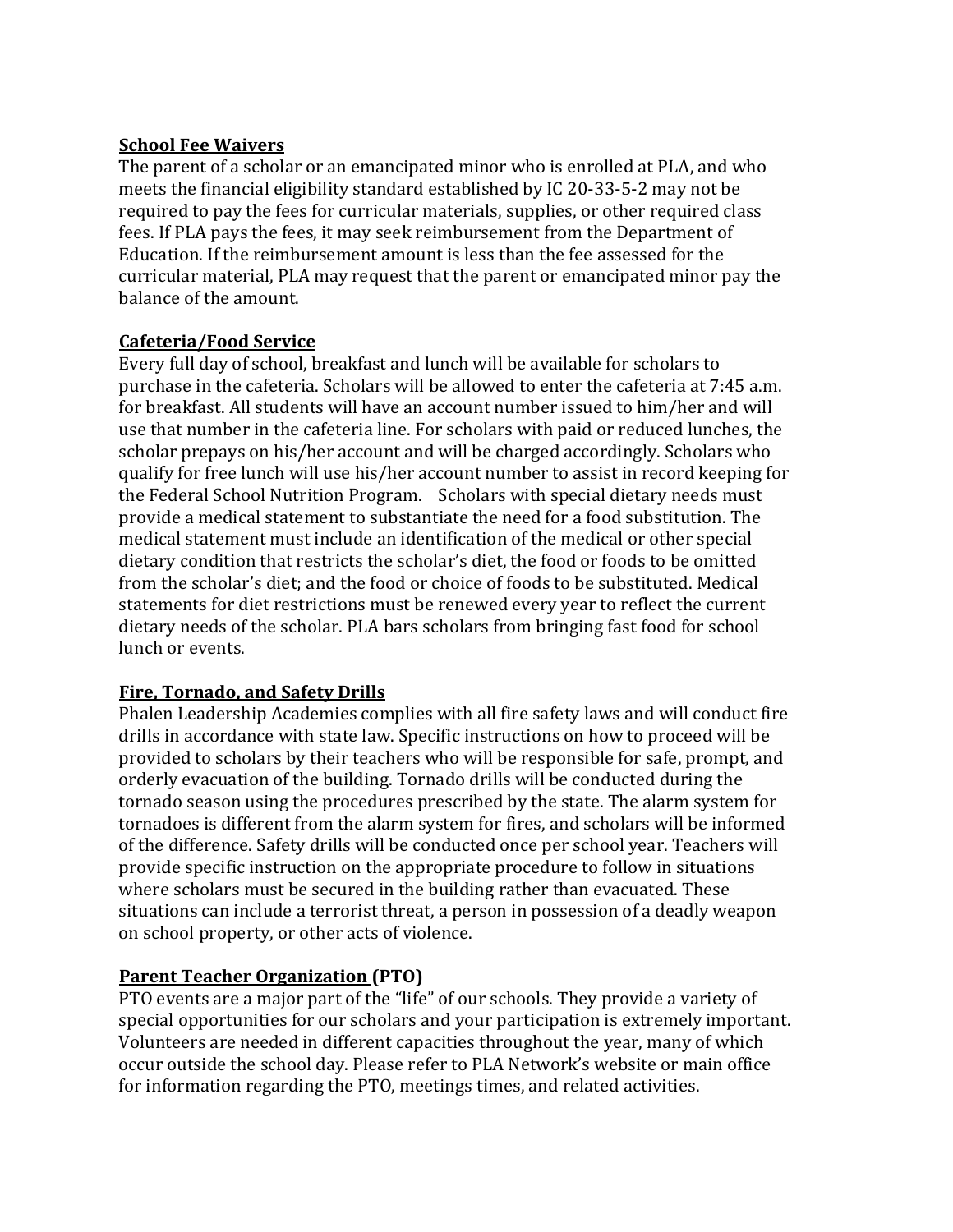## School Fee Waivers

The parent of a scholar or an emancipated minor who is enrolled at PLA, and who meets the financial eligibility standard established by IC 20-33-5-2 may not be required to pay the fees for curricular materials, supplies, or other required class fees. If PLA pays the fees, it may seek reimbursement from the Department of Education. If the reimbursement amount is less than the fee assessed for the curricular material, PLA may request that the parent or emancipated minor pay the balance of the amount.

## Cafeteria/Food Service

Every full day of school, breakfast and lunch will be available for scholars to purchase in the cafeteria. Scholars will be allowed to enter the cafeteria at 7:45 a.m. for breakfast. All students will have an account number issued to him/her and will use that number in the cafeteria line. For scholars with paid or reduced lunches, the scholar prepays on his/her account and will be charged accordingly. Scholars who qualify for free lunch will use his/her account number to assist in record keeping for the Federal School Nutrition Program. Scholars with special dietary needs must provide a medical statement to substantiate the need for a food substitution. The medical statement must include an identification of the medical or other special dietary condition that restricts the scholar's diet, the food or foods to be omitted from the scholar's diet; and the food or choice of foods to be substituted. Medical statements for diet restrictions must be renewed every year to reflect the current dietary needs of the scholar. PLA bars scholars from bringing fast food for school lunch or events.

## Fire, Tornado, and Safety Drills

Phalen Leadership Academies complies with all fire safety laws and will conduct fire drills in accordance with state law. Specific instructions on how to proceed will be provided to scholars by their teachers who will be responsible for safe, prompt, and orderly evacuation of the building. Tornado drills will be conducted during the tornado season using the procedures prescribed by the state. The alarm system for tornadoes is different from the alarm system for fires, and scholars will be informed of the difference. Safety drills will be conducted once per school year. Teachers will provide specific instruction on the appropriate procedure to follow in situations where scholars must be secured in the building rather than evacuated. These situations can include a terrorist threat, a person in possession of a deadly weapon on school property, or other acts of violence.

## Parent Teacher Organization (PTO)

PTO events are a major part of the "life" of our schools. They provide a variety of special opportunities for our scholars and your participation is extremely important. Volunteers are needed in different capacities throughout the year, many of which occur outside the school day. Please refer to PLA Network's website or main office for information regarding the PTO, meetings times, and related activities.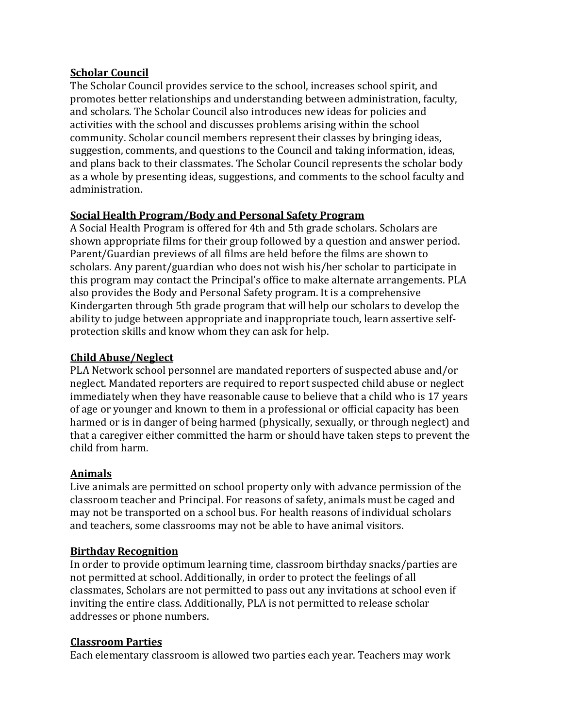**Scholar Council**

The Scholar Council provides service to the school, increases school spirit, and promotes better relationships and understanding between administration, faculty, and scholars. The Scholar Council also introduces new ideas for policies and activities with the school and discusses problems arising within the school community. Scholar council members represent their classes by bringing ideas, suggestion, comments, and questions to the Council and taking information, ideas, and plans back to their classmates. The Scholar Council represents the scholar body as a whole by presenting ideas, suggestions, and comments to the school faculty and administration.

**Social Health Program/Body and Personal Safety Program**

A Social Health Program is offered for 4th and 5th grade scholars. Scholars are shown appropriate films for their group followed by a question and answer period. Parent/Guardian previews of all films are held before the films are shown to scholars. Any parent/guardian who does not wish his/her scholar to participate in this program may contact the Principal's office to make alternate arrangements. PLA also provides the Body and Personal Safety program. It is a comprehensive Kindergarten through 5th grade program that will help our scholars to develop the ability to judge between appropriate and inappropriate touch, learn assertive self-protection skills and know whom they can ask for help.

**Child Abuse/Neglect**

PLA Network school personnel are mandated reporters of suspected abuse and/or neglect. Mandated reporters are required to report suspected child abuse or neglect immediately when they have reasonable cause to believe that a child who is 17 years of age or younger and known to them in a professional or official capacity has been harmed or is in danger of being harmed (physically, sexually, or through neglect) and that a caregiver either committed the harm or should have taken steps to prevent the child from harm.

**Animals**

Live animals are permitted on school property only with advance permission of the classroom teacher and Principal. For reasons of safety, animals must be caged and may not be transported on a school bus. For health reasons of individual scholars and teachers, some classrooms may not be able to have animal visitors.

**Birthday Recognition**

In order to provide optimum learning time, classroom birthday snacks/parties are not permitted at school. Additionally, in order to protect the feelings of all classmates, Scholars are not permitted to pass out any invitations at school even if inviting the entire class. Additionally, PLA is not permitted to release scholar addresses or phone numbers.

**Classroom Parties**

Each elementary classroom is allowed two parties each year. Teachers may work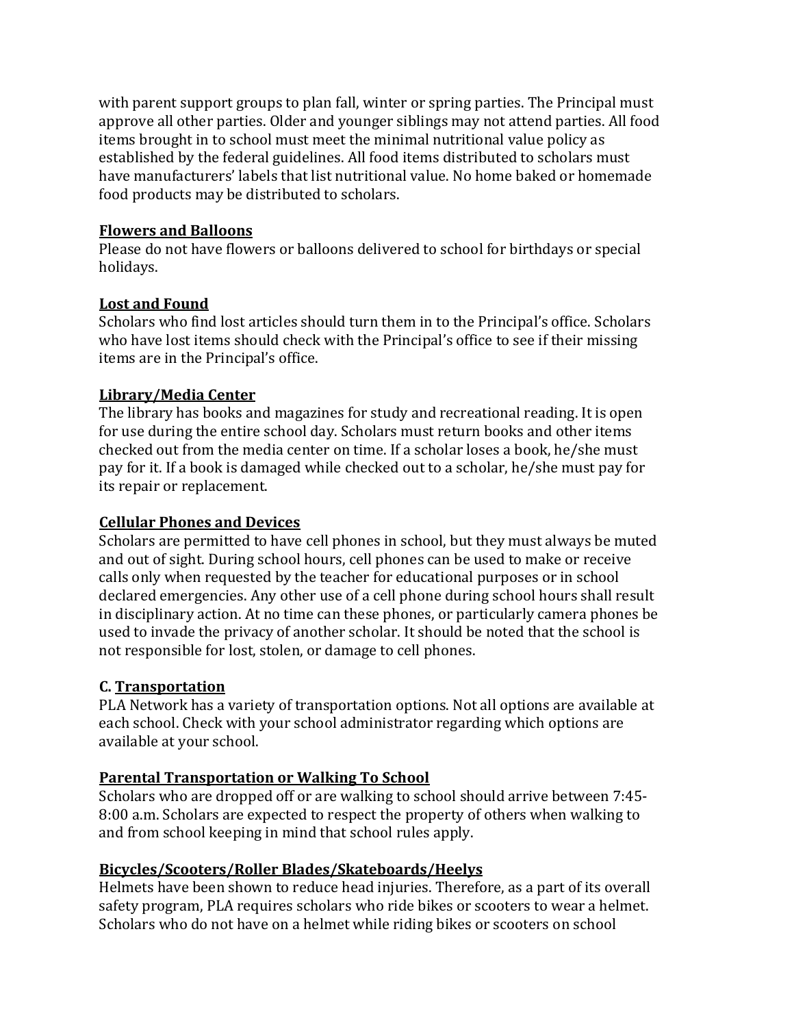with parent support groups to plan fall, winter or spring parties. The Principal must approve all other parties. Older and younger siblings may not attend parties. All food items brought in to school must meet the minimal nutritional value policy as established by the federal guidelines. All food items distributed to scholars must have manufacturers' labels that list nutritional value. No home baked or homemade food products may be distributed to scholars.

**Flowers and Balloons**

Please do not have flowers or balloons delivered to school for birthdays or special holidays.

**Lost and Found**

Scholars who find lost articles should turn them in to the Principal's office. Scholars who have lost items should check with the Principal's office to see if their missing items are in the Principal's office.

**Library/Media Center**

The library has books and magazines for study and recreational reading. It is open for use during the entire school day. Scholars must return books and other items checked out from the media center on time. If a scholar loses a book, he/she must pay for it. If a book is damaged while checked out to a scholar, he/she must pay for its repair or replacement.

**Cellular Phones and Devices**

Scholars are permitted to have cell phones in school, but they must always be muted and out of sight. During school hours, cell phones can be used to make or receive calls only when requested by the teacher for educational purposes or in school declared emergencies. Any other use of a cell phone during school hours shall result in disciplinary action. At no time can these phones, or particularly camera phones be used to invade the privacy of another scholar. It should be noted that the school is not responsible for lost, stolen, or damage to cell phones.

## C. Transportation

PLA Network has a variety of transportation options. Not all options are available at each school. Check with your school administrator regarding which options are available at your school.

**Parental Transportation or Walking To School**

Scholars who are dropped off or are walking to school should arrive between 7:45-8:00 a.m. Scholars are expected to respect the property of others when walking to and from school keeping in mind that school rules apply.

**Bicycles/Scooters/Roller Blades/Skateboards/Heelys**

Helmets have been shown to reduce head injuries. Therefore, as a part of its overall safety program, PLA requires scholars who ride bikes or scooters to wear a helmet. Scholars who do not have on a helmet while riding bikes or scooters on school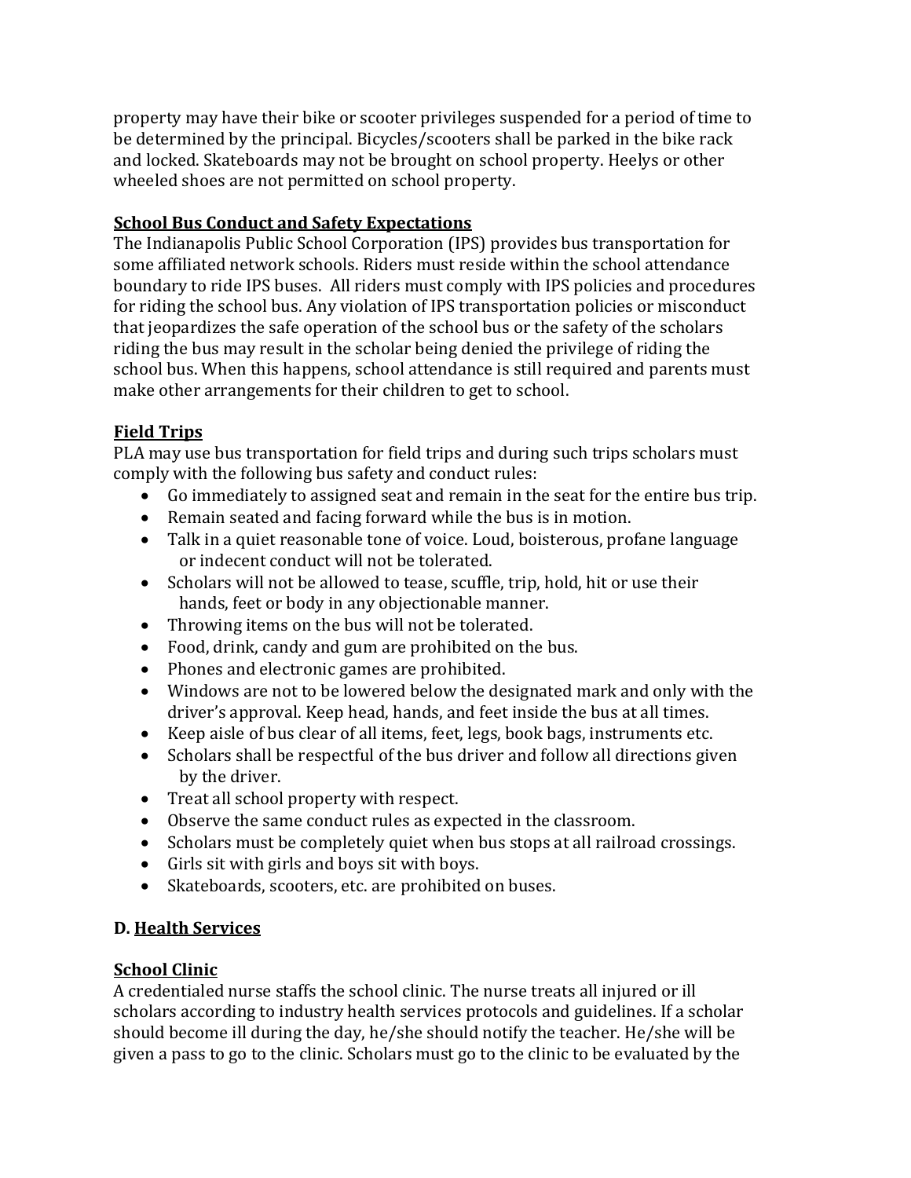property may have their bike or scooter privileges suspended for a period of time to be determined by the principal. Bicycles/scooters shall be parked in the bike rack and locked. Skateboards may not be brought on school property. Heelys or other wheeled shoes are not permitted on school property.

**School Bus Conduct and Safety Expectations**

The Indianapolis Public School Corporation (IPS) provides bus transportation for some affiliated network schools. Riders must reside within the school attendance boundary to ride IPS buses. All riders must comply with IPS policies and procedures for riding the school bus. Any violation of IPS transportation policies or misconduct that jeopardizes the safe operation of the school bus or the safety of the scholars riding the bus may result in the scholar being denied the privilege of riding the school bus. When this happens, school attendance is still required and parents must make other arrangements for their children to get to school.

**Field Trips**

PLA may use bus transportation for field trips and during such trips scholars must comply with the following bus safety and conduct rules:

- Go immediately to assigned seat and remain in the seat for the entire bus trip.
- Remain seated and facing forward while the bus is in motion.
- Talk in a quiet reasonable tone of voice. Loud, boisterous, profane language or indecent conduct will not be tolerated.
- Scholars will not be allowed to tease, scuffle, trip, hold, hit or use their hands, feet or body in any objectionable manner.
- Throwing items on the bus will not be tolerated.
- Food, drink, candy and gum are prohibited on the bus.
- Phones and electronic games are prohibited.
- Windows are not to be lowered below the designated mark and only with the driver's approval. Keep head, hands, and feet inside the bus at all times.
- Keep aisle of bus clear of all items, feet, legs, book bags, instruments etc.
- Scholars shall be respectful of the bus driver and follow all directions given by the driver.
- Treat all school property with respect.
- Observe the same conduct rules as expected in the classroom.
- Scholars must be completely quiet when bus stops at all railroad crossings.
- Girls sit with girls and boys sit with boys.
- Skateboards, scooters, etc. are prohibited on buses.

## D. Health Services

**School Clinic**

A credentialed nurse staffs the school clinic. The nurse treats all injured or ill scholars according to industry health services protocols and guidelines. If a scholar should become ill during the day, he/she should notify the teacher. He/she will be given a pass to go to the clinic. Scholars must go to the clinic to be evaluated by the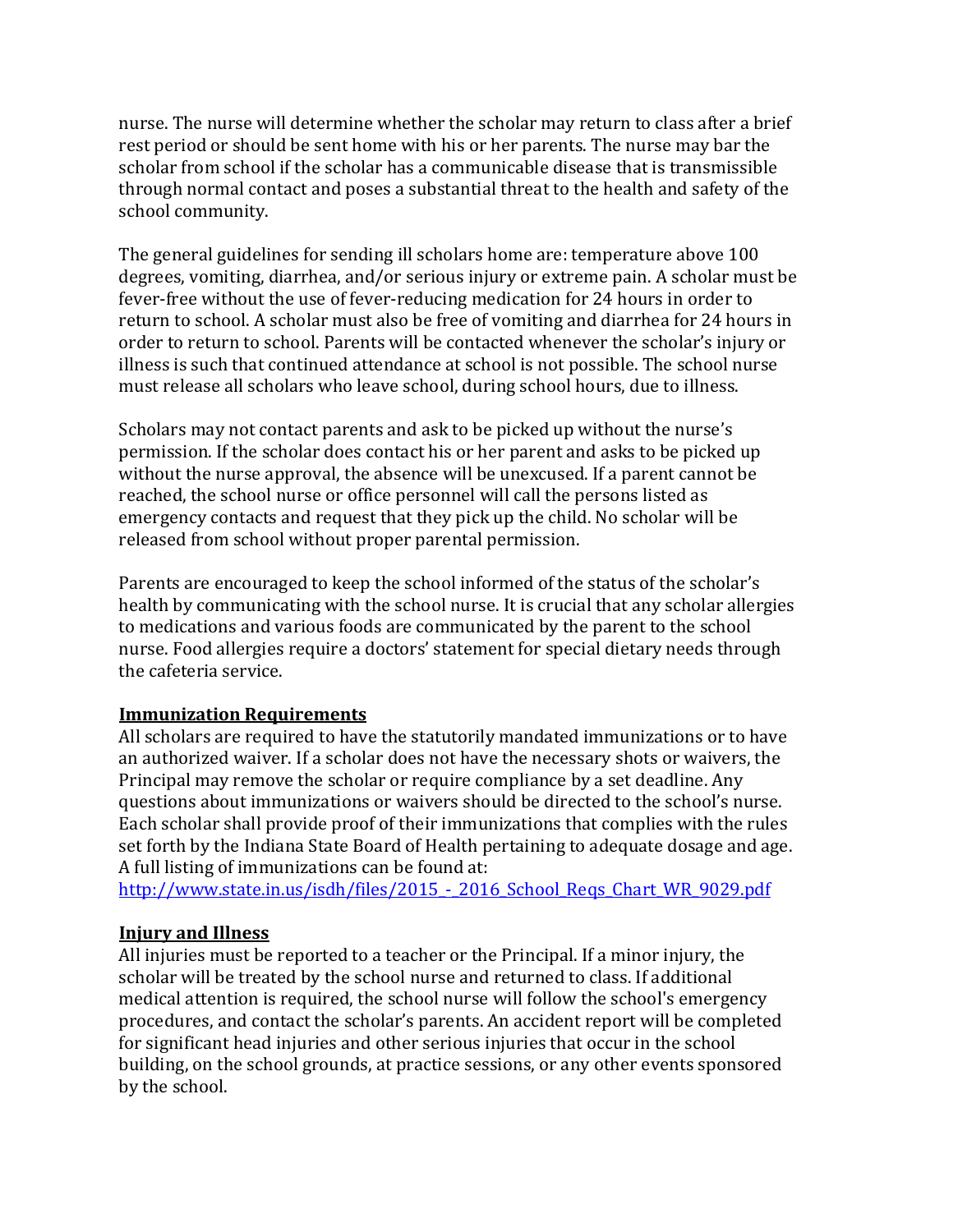nurse. The nurse will determine whether the scholar may return to class after a brief rest period or should be sent home with his or her parents. The nurse may bar the scholar from school if the scholar has a communicable disease that is transmissible through normal contact and poses a substantial threat to the health and safety of the school community.

The general guidelines for sending ill scholars home are: temperature above 100 degrees, vomiting, diarrhea, and/or serious injury or extreme pain. A scholar must be fever-free without the use of fever-reducing medication for 24 hours in order to return to school. A scholar must also be free of vomiting and diarrhea for 24 hours in order to return to school. Parents will be contacted whenever the scholar's injury or illness is such that continued attendance at school is not possible. The school nurse must release all scholars who leave school, during school hours, due to illness.

Scholars may not contact parents and ask to be picked up without the nurse's permission. If the scholar does contact his or her parent and asks to be picked up without the nurse approval, the absence will be unexcused. If a parent cannot be reached, the school nurse or office personnel will call the persons listed as emergency contacts and request that they pick up the child. No scholar will be released from school without proper parental permission.

Parents are encouraged to keep the school informed of the status of the scholar's health by communicating with the school nurse. It is crucial that any scholar allergies to medications and various foods are communicated by the parent to the school nurse. Food allergies require a doctors' statement for special dietary needs through the cafeteria service.

## Immunization Requirements

All scholars are required to have the statutorily mandated immunizations or to have an authorized waiver. If a scholar does not have the necessary shots or waivers, the Principal may remove the scholar or require compliance by a set deadline. Any questions about immunizations or waivers should be directed to the school's nurse. Each scholar shall provide proof of their immunizations that complies with the rules set forth by the Indiana State Board of Health pertaining to adequate dosage and age. A full listing of immunizations can be found at:
http://www.state.in.us/isdh/files/2015_-_2016_School_Reqs_Chart_WR_9029.pdf

## Injury and Illness

All injuries must be reported to a teacher or the Principal. If a minor injury, the scholar will be treated by the school nurse and returned to class. If additional medical attention is required, the school nurse will follow the school's emergency procedures, and contact the scholar's parents. An accident report will be completed for significant head injuries and other serious injuries that occur in the school building, on the school grounds, at practice sessions, or any other events sponsored by the school.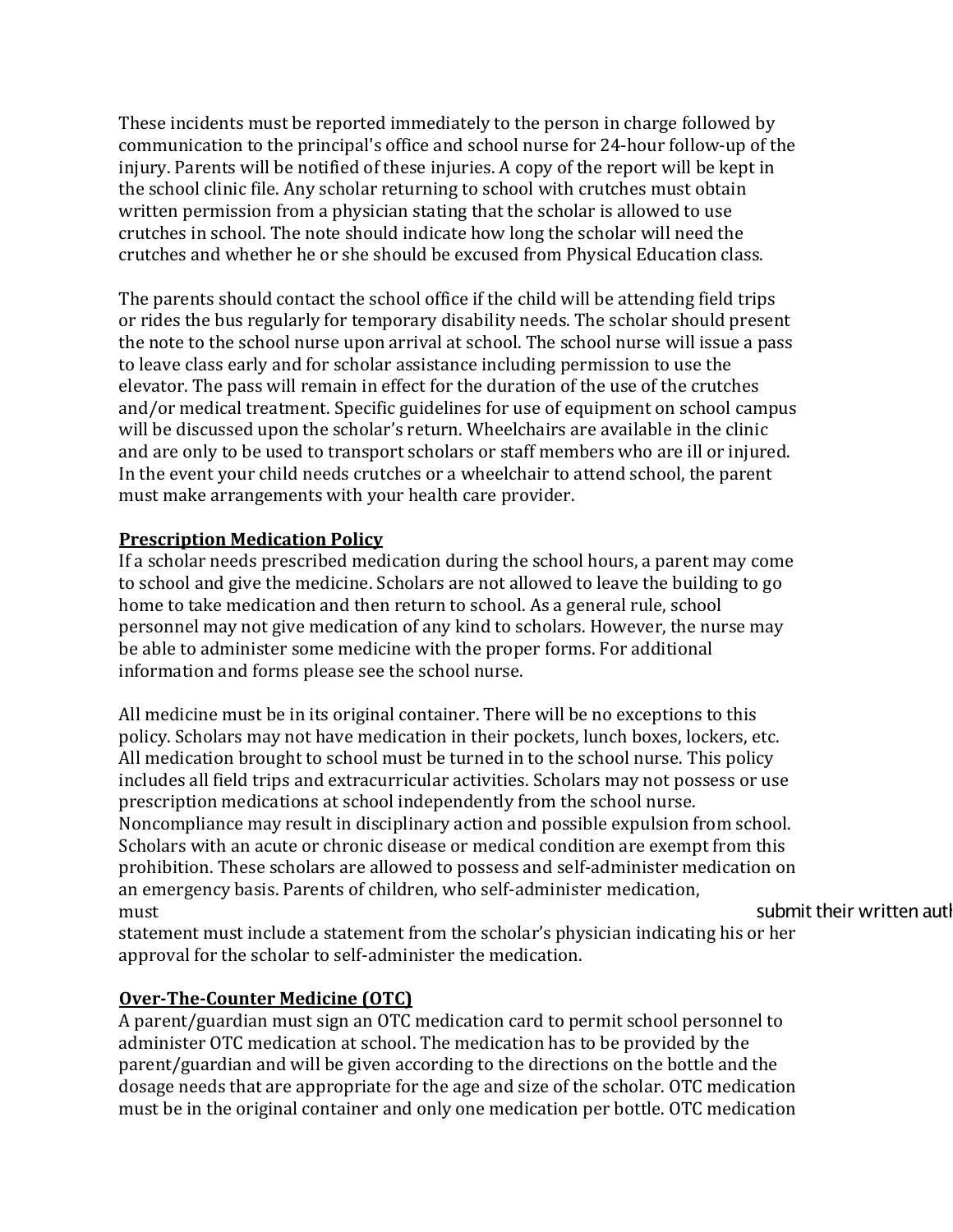These incidents must be reported immediately to the person in charge followed by communication to the principal's office and school nurse for 24-hour follow-up of the injury. Parents will be notified of these injuries. A copy of the report will be kept in the school clinic file. Any scholar returning to school with crutches must obtain written permission from a physician stating that the scholar is allowed to use crutches in school. The note should indicate how long the scholar will need the crutches and whether he or she should be excused from Physical Education class.

The parents should contact the school office if the child will be attending field trips or rides the bus regularly for temporary disability needs. The scholar should present the note to the school nurse upon arrival at school. The school nurse will issue a pass to leave class early and for scholar assistance including permission to use the elevator. The pass will remain in effect for the duration of the use of the crutches and/or medical treatment. Specific guidelines for use of equipment on school campus will be discussed upon the scholar's return. Wheelchairs are available in the clinic and are only to be used to transport scholars or staff members who are ill or injured. In the event your child needs crutches or a wheelchair to attend school, the parent must make arrangements with your health care provider.

**Prescription Medication Policy**

If a scholar needs prescribed medication during the school hours, a parent may come to school and give the medicine. Scholars are not allowed to leave the building to go home to take medication and then return to school. As a general rule, school personnel may not give medication of any kind to scholars. However, the nurse may be able to administer some medicine with the proper forms. For additional information and forms please see the school nurse.

All medicine must be in its original container. There will be no exceptions to this policy. Scholars may not have medication in their pockets, lunch boxes, lockers, etc. All medication brought to school must be turned in to the school nurse. This policy includes all field trips and extracurricular activities. Scholars may not possess or use prescription medications at school independently from the school nurse. Noncompliance may result in disciplinary action and possible expulsion from school. Scholars with an acute or chronic disease or medical condition are exempt from this prohibition. These scholars are allowed to possess and self-administer medication on an emergency basis. Parents of children, who self-administer medication, must submit their written auth statement must include a statement from the scholar's physician indicating his or her approval for the scholar to self-administer the medication.

**Over-The-Counter Medicine (OTC)**

A parent/guardian must sign an OTC medication card to permit school personnel to administer OTC medication at school. The medication has to be provided by the parent/guardian and will be given according to the directions on the bottle and the dosage needs that are appropriate for the age and size of the scholar. OTC medication must be in the original container and only one medication per bottle. OTC medication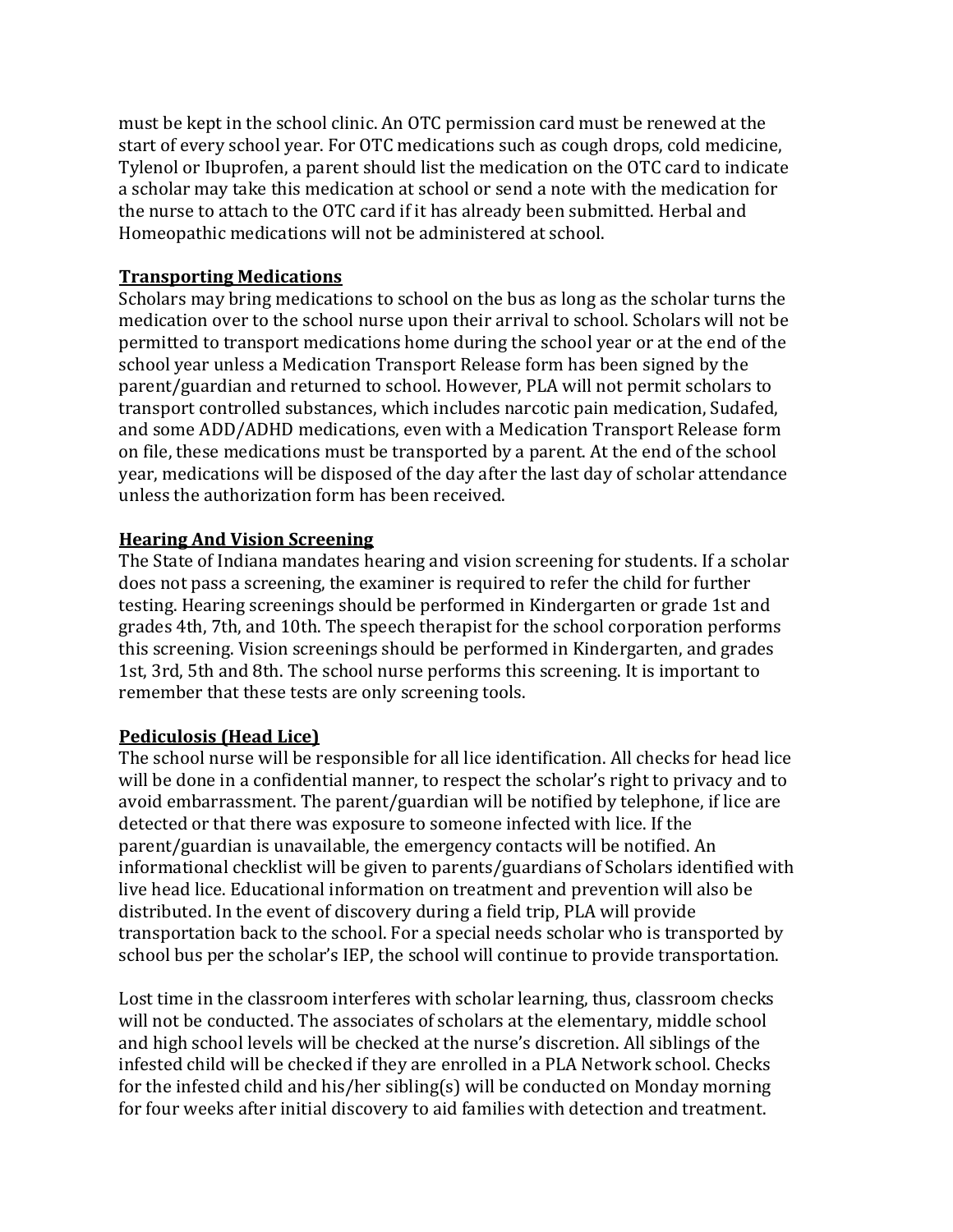must be kept in the school clinic. An OTC permission card must be renewed at the start of every school year. For OTC medications such as cough drops, cold medicine, Tylenol or Ibuprofen, a parent should list the medication on the OTC card to indicate a scholar may take this medication at school or send a note with the medication for the nurse to attach to the OTC card if it has already been submitted. Herbal and Homeopathic medications will not be administered at school.

**Transporting Medications**

Scholars may bring medications to school on the bus as long as the scholar turns the medication over to the school nurse upon their arrival to school. Scholars will not be permitted to transport medications home during the school year or at the end of the school year unless a Medication Transport Release form has been signed by the parent/guardian and returned to school. However, PLA will not permit scholars to transport controlled substances, which includes narcotic pain medication, Sudafed, and some ADD/ADHD medications, even with a Medication Transport Release form on file, these medications must be transported by a parent. At the end of the school year, medications will be disposed of the day after the last day of scholar attendance unless the authorization form has been received.

**Hearing And Vision Screening**

The State of Indiana mandates hearing and vision screening for students. If a scholar does not pass a screening, the examiner is required to refer the child for further testing. Hearing screenings should be performed in Kindergarten or grade 1st and grades 4th, 7th, and 10th. The speech therapist for the school corporation performs this screening. Vision screenings should be performed in Kindergarten, and grades 1st, 3rd, 5th and 8th. The school nurse performs this screening. It is important to remember that these tests are only screening tools.

**Pediculosis (Head Lice)**

The school nurse will be responsible for all lice identification. All checks for head lice will be done in a confidential manner, to respect the scholar's right to privacy and to avoid embarrassment. The parent/guardian will be notified by telephone, if lice are detected or that there was exposure to someone infected with lice. If the parent/guardian is unavailable, the emergency contacts will be notified. An informational checklist will be given to parents/guardians of Scholars identified with live head lice. Educational information on treatment and prevention will also be distributed. In the event of discovery during a field trip, PLA will provide transportation back to the school. For a special needs scholar who is transported by school bus per the scholar's IEP, the school will continue to provide transportation.

Lost time in the classroom interferes with scholar learning, thus, classroom checks will not be conducted. The associates of scholars at the elementary, middle school and high school levels will be checked at the nurse's discretion. All siblings of the infested child will be checked if they are enrolled in a PLA Network school. Checks for the infested child and his/her sibling(s) will be conducted on Monday morning for four weeks after initial discovery to aid families with detection and treatment.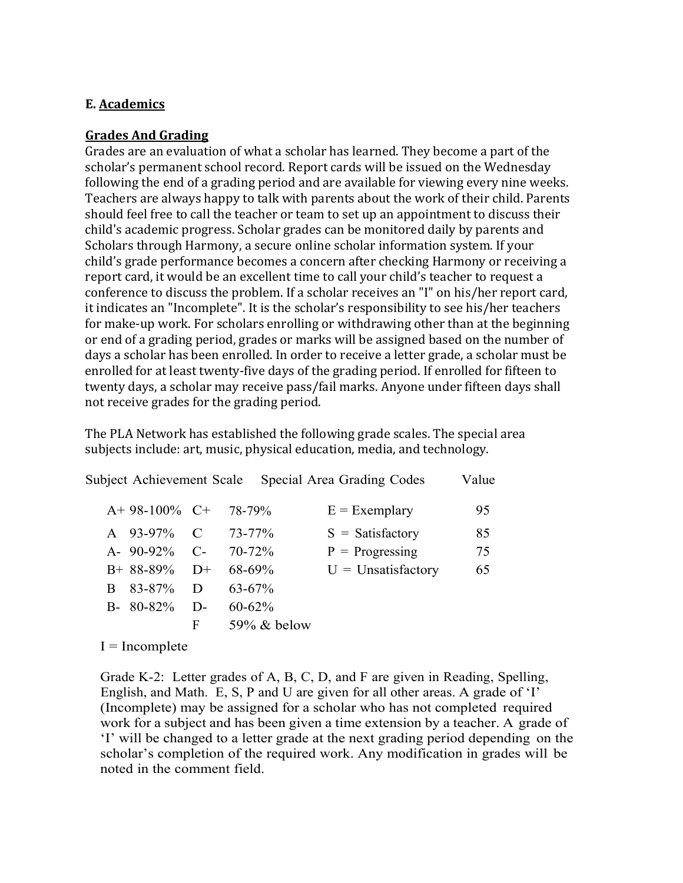## E. Academics

### Grades And Grading

Grades are an evaluation of what a scholar has learned. They become a part of the scholar's permanent school record. Report cards will be issued on the Wednesday following the end of a grading period and are available for viewing every nine weeks. Teachers are always happy to talk with parents about the work of their child. Parents should feel free to call the teacher or team to set up an appointment to discuss their child's academic progress. Scholar grades can be monitored daily by parents and Scholars through Harmony, a secure online scholar information system. If your child's grade performance becomes a concern after checking Harmony or receiving a report card, it would be an excellent time to call your child's teacher to request a conference to discuss the problem. If a scholar receives an "I" on his/her report card, it indicates an "Incomplete". It is the scholar's responsibility to see his/her teachers for make-up work. For scholars enrolling or withdrawing other than at the beginning or end of a grading period, grades or marks will be assigned based on the number of days a scholar has been enrolled. In order to receive a letter grade, a scholar must be enrolled for at least twenty-five days of the grading period. If enrolled for fifteen to twenty days, a scholar may receive pass/fail marks. Anyone under fifteen days shall not receive grades for the grading period.

The PLA Network has established the following grade scales. The special area subjects include: art, music, physical education, media, and technology.

| Subject Achievement Scale | | | | Special Area Grading Codes | Value |
|---|---|---|---|---|---|
| A+ | 98-100% | C+ | 78-79% | E = Exemplary | 95 |
| A | 93-97% | C | 73-77% | S = Satisfactory | 85 |
| A- | 90-92% | C- | 70-72% | P = Progressing | 75 |
| B+ | 88-89% | D+ | 68-69% | U = Unsatisfactory | 65 |
| B | 83-87% | D | 63-67% | | |
| B- | 80-82% | D- | 60-62% | | |
| | | F | 59% & below | | |

I = Incomplete

Grade K-2: Letter grades of A, B, C, D, and F are given in Reading, Spelling, English, and Math. E, S, P and U are given for all other areas. A grade of 'I' (Incomplete) may be assigned for a scholar who has not completed required work for a subject and has been given a time extension by a teacher. A grade of 'I' will be changed to a letter grade at the next grading period depending on the scholar's completion of the required work. Any modification in grades will be noted in the comment field.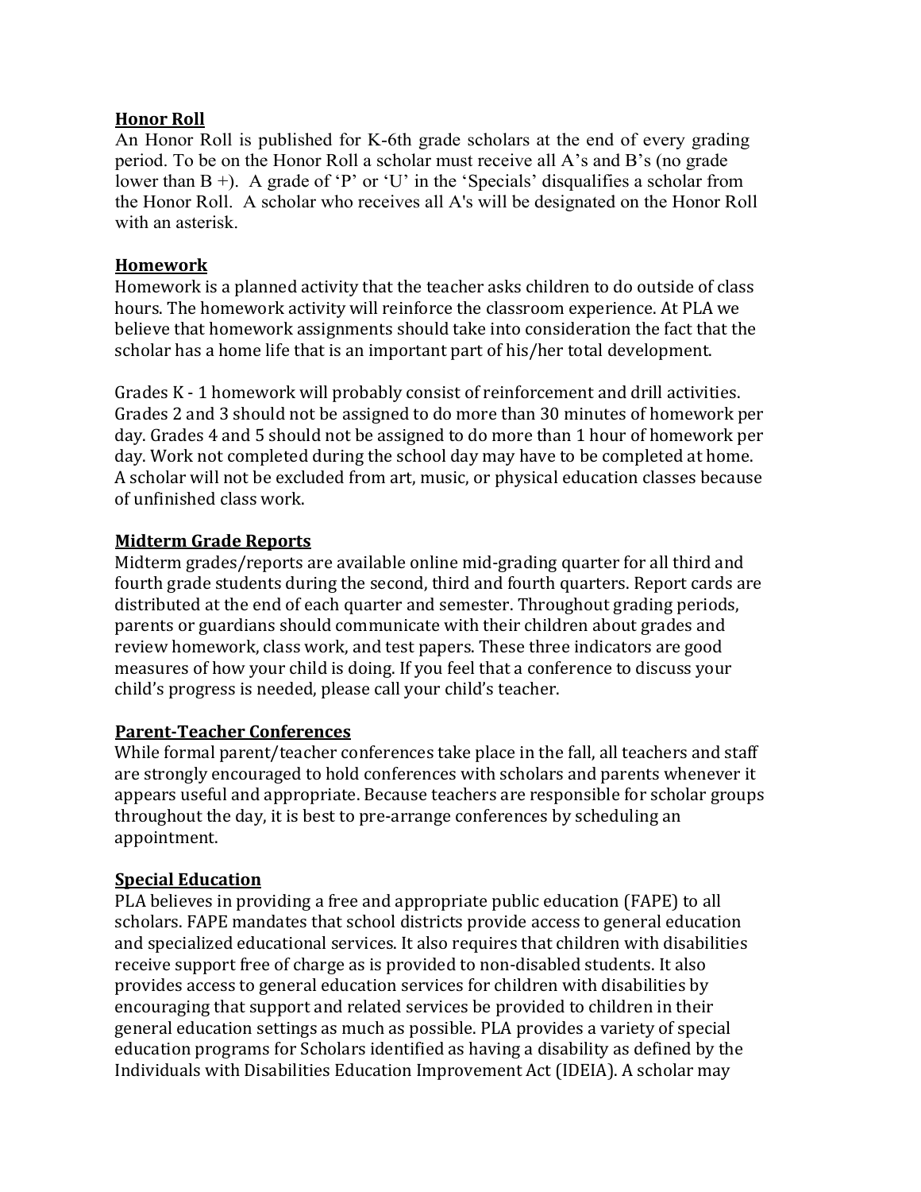**Honor Roll**

An Honor Roll is published for K-6th grade scholars at the end of every grading period. To be on the Honor Roll a scholar must receive all A's and B's (no grade lower than B +). A grade of 'P' or 'U' in the 'Specials' disqualifies a scholar from the Honor Roll. A scholar who receives all A's will be designated on the Honor Roll with an asterisk.

**Homework**

Homework is a planned activity that the teacher asks children to do outside of class hours. The homework activity will reinforce the classroom experience. At PLA we believe that homework assignments should take into consideration the fact that the scholar has a home life that is an important part of his/her total development.

Grades K - 1 homework will probably consist of reinforcement and drill activities. Grades 2 and 3 should not be assigned to do more than 30 minutes of homework per day. Grades 4 and 5 should not be assigned to do more than 1 hour of homework per day. Work not completed during the school day may have to be completed at home. A scholar will not be excluded from art, music, or physical education classes because of unfinished class work.

**Midterm Grade Reports**

Midterm grades/reports are available online mid-grading quarter for all third and fourth grade students during the second, third and fourth quarters. Report cards are distributed at the end of each quarter and semester. Throughout grading periods, parents or guardians should communicate with their children about grades and review homework, class work, and test papers. These three indicators are good measures of how your child is doing. If you feel that a conference to discuss your child's progress is needed, please call your child's teacher.

**Parent-Teacher Conferences**

While formal parent/teacher conferences take place in the fall, all teachers and staff are strongly encouraged to hold conferences with scholars and parents whenever it appears useful and appropriate. Because teachers are responsible for scholar groups throughout the day, it is best to pre-arrange conferences by scheduling an appointment.

**Special Education**

PLA believes in providing a free and appropriate public education (FAPE) to all scholars. FAPE mandates that school districts provide access to general education and specialized educational services. It also requires that children with disabilities receive support free of charge as is provided to non-disabled students. It also provides access to general education services for children with disabilities by encouraging that support and related services be provided to children in their general education settings as much as possible. PLA provides a variety of special education programs for Scholars identified as having a disability as defined by the Individuals with Disabilities Education Improvement Act (IDEIA). A scholar may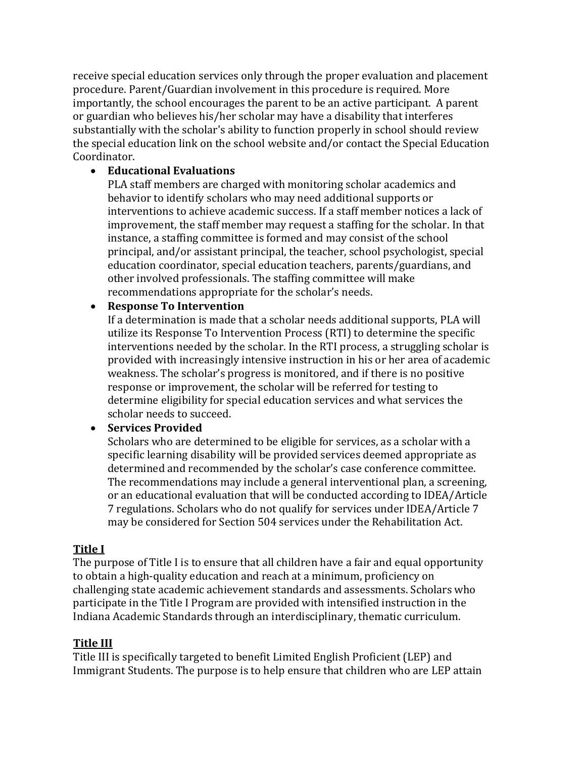receive special education services only through the proper evaluation and placement procedure. Parent/Guardian involvement in this procedure is required. More importantly, the school encourages the parent to be an active participant. A parent or guardian who believes his/her scholar may have a disability that interferes substantially with the scholar's ability to function properly in school should review the special education link on the school website and/or contact the Special Education Coordinator.

- **Educational Evaluations**
  PLA staff members are charged with monitoring scholar academics and behavior to identify scholars who may need additional supports or interventions to achieve academic success. If a staff member notices a lack of improvement, the staff member may request a staffing for the scholar. In that instance, a staffing committee is formed and may consist of the school principal, and/or assistant principal, the teacher, school psychologist, special education coordinator, special education teachers, parents/guardians, and other involved professionals. The staffing committee will make recommendations appropriate for the scholar's needs.
- **Response To Intervention**
  If a determination is made that a scholar needs additional supports, PLA will utilize its Response To Intervention Process (RTI) to determine the specific interventions needed by the scholar. In the RTI process, a struggling scholar is provided with increasingly intensive instruction in his or her area of academic weakness. The scholar's progress is monitored, and if there is no positive response or improvement, the scholar will be referred for testing to determine eligibility for special education services and what services the scholar needs to succeed.
- **Services Provided**
  Scholars who are determined to be eligible for services, as a scholar with a specific learning disability will be provided services deemed appropriate as determined and recommended by the scholar's case conference committee. The recommendations may include a general interventional plan, a screening, or an educational evaluation that will be conducted according to IDEA/Article 7 regulations. Scholars who do not qualify for services under IDEA/Article 7 may be considered for Section 504 services under the Rehabilitation Act.

**<u>Title I</u>**

The purpose of Title I is to ensure that all children have a fair and equal opportunity to obtain a high-quality education and reach at a minimum, proficiency on challenging state academic achievement standards and assessments. Scholars who participate in the Title I Program are provided with intensified instruction in the Indiana Academic Standards through an interdisciplinary, thematic curriculum.

**<u>Title III</u>**

Title III is specifically targeted to benefit Limited English Proficient (LEP) and Immigrant Students. The purpose is to help ensure that children who are LEP attain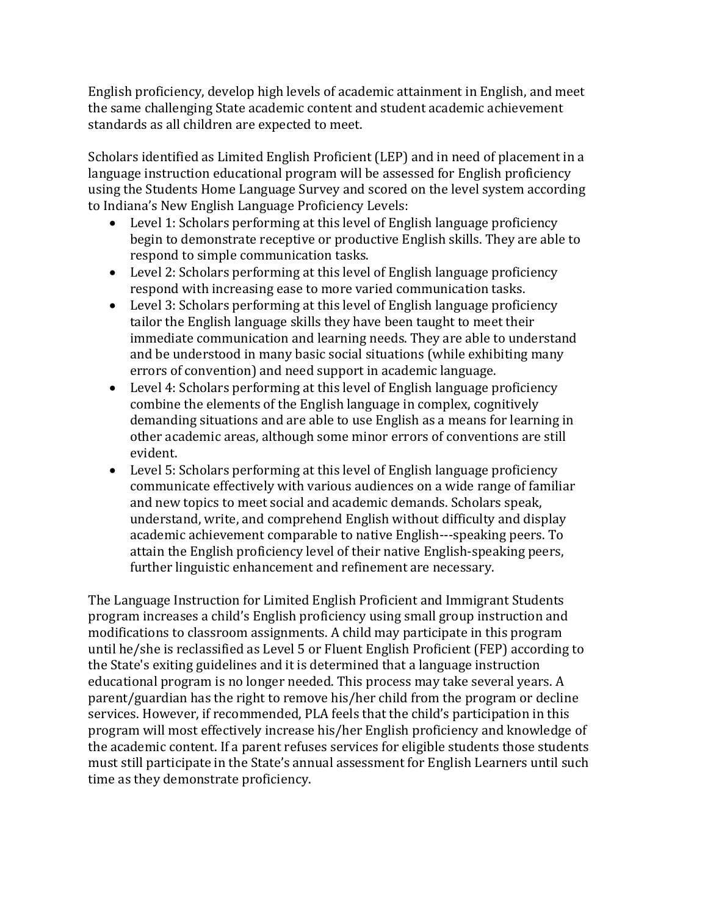English proficiency, develop high levels of academic attainment in English, and meet the same challenging State academic content and student academic achievement standards as all children are expected to meet.

Scholars identified as Limited English Proficient (LEP) and in need of placement in a language instruction educational program will be assessed for English proficiency using the Students Home Language Survey and scored on the level system according to Indiana's New English Language Proficiency Levels:

- Level 1: Scholars performing at this level of English language proficiency begin to demonstrate receptive or productive English skills. They are able to respond to simple communication tasks.
- Level 2: Scholars performing at this level of English language proficiency respond with increasing ease to more varied communication tasks.
- Level 3: Scholars performing at this level of English language proficiency tailor the English language skills they have been taught to meet their immediate communication and learning needs. They are able to understand and be understood in many basic social situations (while exhibiting many errors of convention) and need support in academic language.
- Level 4: Scholars performing at this level of English language proficiency combine the elements of the English language in complex, cognitively demanding situations and are able to use English as a means for learning in other academic areas, although some minor errors of conventions are still evident.
- Level 5: Scholars performing at this level of English language proficiency communicate effectively with various audiences on a wide range of familiar and new topics to meet social and academic demands. Scholars speak, understand, write, and comprehend English without difficulty and display academic achievement comparable to native English---speaking peers. To attain the English proficiency level of their native English-speaking peers, further linguistic enhancement and refinement are necessary.

The Language Instruction for Limited English Proficient and Immigrant Students program increases a child's English proficiency using small group instruction and modifications to classroom assignments. A child may participate in this program until he/she is reclassified as Level 5 or Fluent English Proficient (FEP) according to the State's exiting guidelines and it is determined that a language instruction educational program is no longer needed. This process may take several years. A parent/guardian has the right to remove his/her child from the program or decline services. However, if recommended, PLA feels that the child's participation in this program will most effectively increase his/her English proficiency and knowledge of the academic content. If a parent refuses services for eligible students those students must still participate in the State's annual assessment for English Learners until such time as they demonstrate proficiency.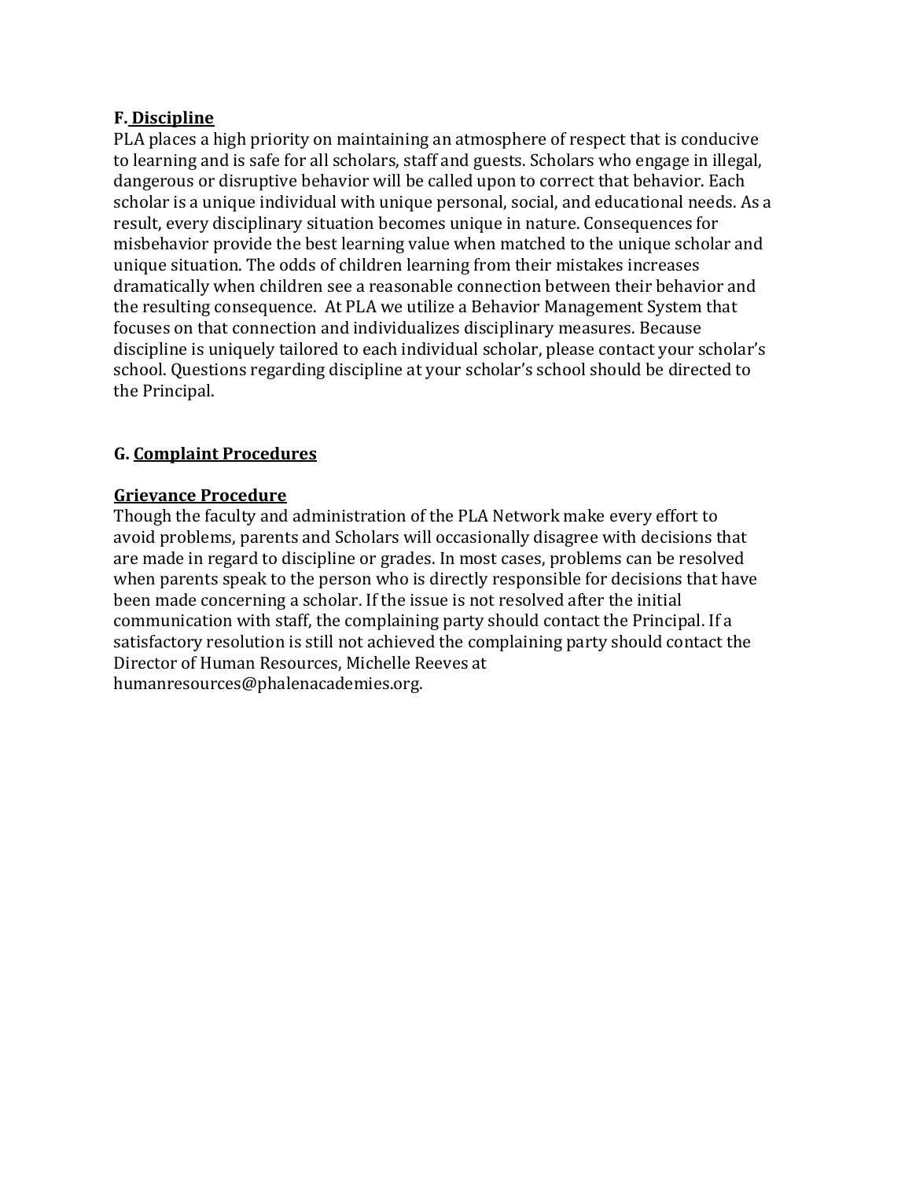### F. Discipline

PLA places a high priority on maintaining an atmosphere of respect that is conducive to learning and is safe for all scholars, staff and guests. Scholars who engage in illegal, dangerous or disruptive behavior will be called upon to correct that behavior. Each scholar is a unique individual with unique personal, social, and educational needs. As a result, every disciplinary situation becomes unique in nature. Consequences for misbehavior provide the best learning value when matched to the unique scholar and unique situation. The odds of children learning from their mistakes increases dramatically when children see a reasonable connection between their behavior and the resulting consequence. At PLA we utilize a Behavior Management System that focuses on that connection and individualizes disciplinary measures. Because discipline is uniquely tailored to each individual scholar, please contact your scholar's school. Questions regarding discipline at your scholar's school should be directed to the Principal.

### G. Complaint Procedures

#### Grievance Procedure

Though the faculty and administration of the PLA Network make every effort to avoid problems, parents and Scholars will occasionally disagree with decisions that are made in regard to discipline or grades. In most cases, problems can be resolved when parents speak to the person who is directly responsible for decisions that have been made concerning a scholar. If the issue is not resolved after the initial communication with staff, the complaining party should contact the Principal. If a satisfactory resolution is still not achieved the complaining party should contact the Director of Human Resources, Michelle Reeves at humanresources@phalenacademies.org.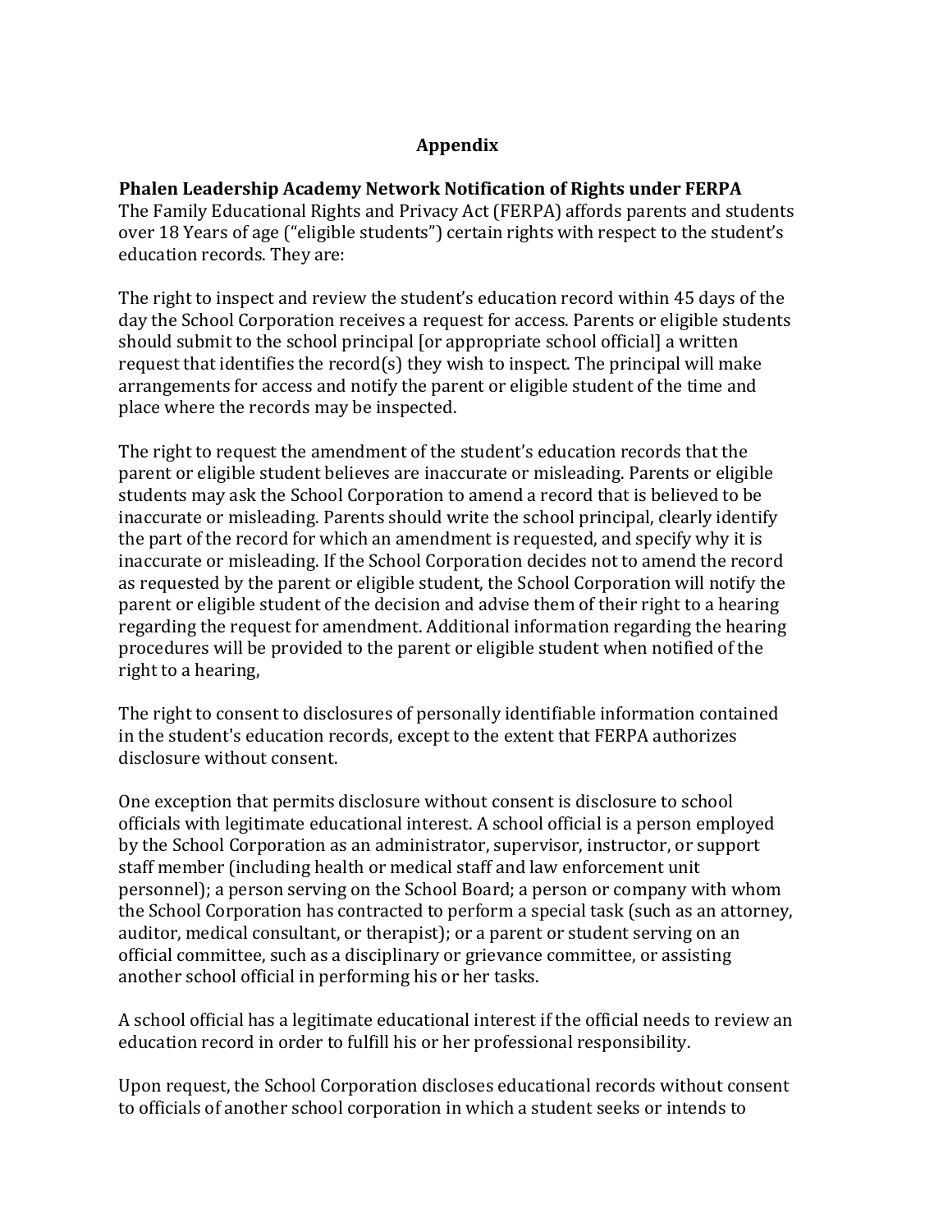# Appendix

**Phalen Leadership Academy Network Notification of Rights under FERPA**

The Family Educational Rights and Privacy Act (FERPA) affords parents and students over 18 Years of age ("eligible students") certain rights with respect to the student's education records. They are:

The right to inspect and review the student's education record within 45 days of the day the School Corporation receives a request for access. Parents or eligible students should submit to the school principal [or appropriate school official] a written request that identifies the record(s) they wish to inspect. The principal will make arrangements for access and notify the parent or eligible student of the time and place where the records may be inspected.

The right to request the amendment of the student's education records that the parent or eligible student believes are inaccurate or misleading. Parents or eligible students may ask the School Corporation to amend a record that is believed to be inaccurate or misleading. Parents should write the school principal, clearly identify the part of the record for which an amendment is requested, and specify why it is inaccurate or misleading. If the School Corporation decides not to amend the record as requested by the parent or eligible student, the School Corporation will notify the parent or eligible student of the decision and advise them of their right to a hearing regarding the request for amendment. Additional information regarding the hearing procedures will be provided to the parent or eligible student when notified of the right to a hearing,

The right to consent to disclosures of personally identifiable information contained in the student's education records, except to the extent that FERPA authorizes disclosure without consent.

One exception that permits disclosure without consent is disclosure to school officials with legitimate educational interest. A school official is a person employed by the School Corporation as an administrator, supervisor, instructor, or support staff member (including health or medical staff and law enforcement unit personnel); a person serving on the School Board; a person or company with whom the School Corporation has contracted to perform a special task (such as an attorney, auditor, medical consultant, or therapist); or a parent or student serving on an official committee, such as a disciplinary or grievance committee, or assisting another school official in performing his or her tasks.

A school official has a legitimate educational interest if the official needs to review an education record in order to fulfill his or her professional responsibility.

Upon request, the School Corporation discloses educational records without consent to officials of another school corporation in which a student seeks or intends to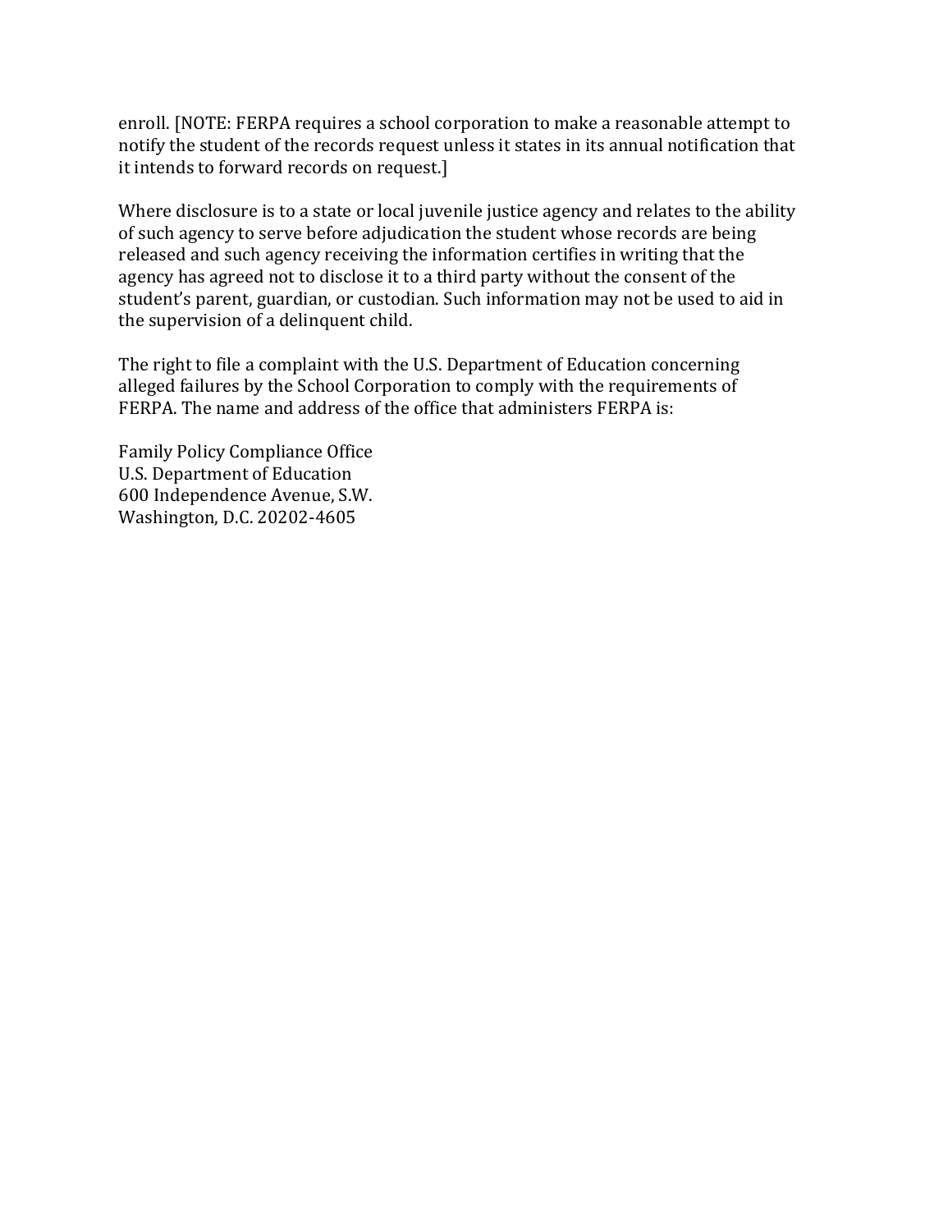enroll. [NOTE: FERPA requires a school corporation to make a reasonable attempt to notify the student of the records request unless it states in its annual notification that it intends to forward records on request.]

Where disclosure is to a state or local juvenile justice agency and relates to the ability of such agency to serve before adjudication the student whose records are being released and such agency receiving the information certifies in writing that the agency has agreed not to disclose it to a third party without the consent of the student's parent, guardian, or custodian. Such information may not be used to aid in the supervision of a delinquent child.

The right to file a complaint with the U.S. Department of Education concerning alleged failures by the School Corporation to comply with the requirements of FERPA. The name and address of the office that administers FERPA is:

Family Policy Compliance Office
U.S. Department of Education
600 Independence Avenue, S.W.
Washington, D.C. 20202-4605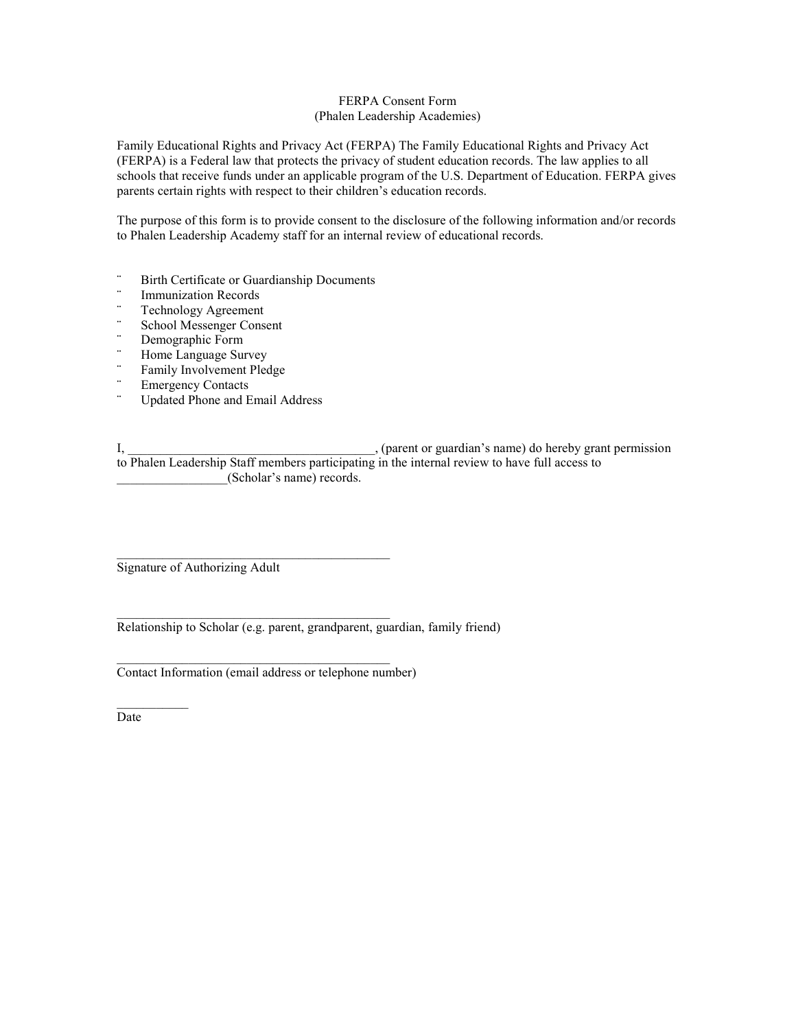# FERPA Consent Form
## (Phalen Leadership Academies)

Family Educational Rights and Privacy Act (FERPA) The Family Educational Rights and Privacy Act (FERPA) is a Federal law that protects the privacy of student education records. The law applies to all schools that receive funds under an applicable program of the U.S. Department of Education. FERPA gives parents certain rights with respect to their children's education records.

The purpose of this form is to provide consent to the disclosure of the following information and/or records to Phalen Leadership Academy staff for an internal review of educational records.

- ¨ Birth Certificate or Guardianship Documents
- ¨ Immunization Records
- ¨ Technology Agreement
- ¨ School Messenger Consent
- ¨ Demographic Form
- ¨ Home Language Survey
- ¨ Family Involvement Pledge
- ¨ Emergency Contacts
- ¨ Updated Phone and Email Address

I, ______________________________________, (parent or guardian's name) do hereby grant permission to Phalen Leadership Staff members participating in the internal review to have full access to _________________(Scholar's name) records.

_____________________________________________
Signature of Authorizing Adult

_____________________________________________
Relationship to Scholar (e.g. parent, grandparent, guardian, family friend)

_____________________________________________
Contact Information (email address or telephone number)

___________
Date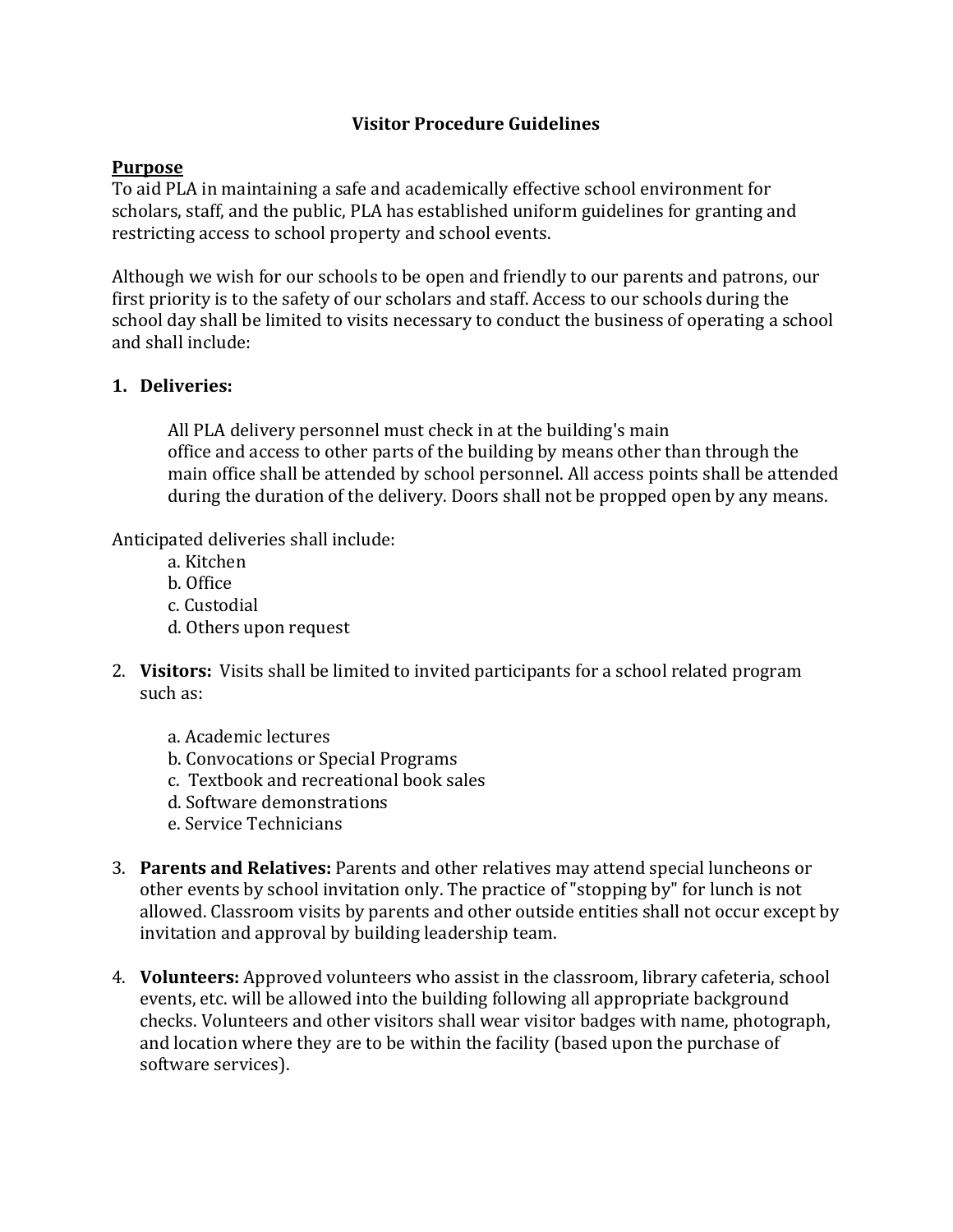# Visitor Procedure Guidelines

## Purpose

To aid PLA in maintaining a safe and academically effective school environment for scholars, staff, and the public, PLA has established uniform guidelines for granting and restricting access to school property and school events.

Although we wish for our schools to be open and friendly to our parents and patrons, our first priority is to the safety of our scholars and staff. Access to our schools during the school day shall be limited to visits necessary to conduct the business of operating a school and shall include:

1. **Deliveries:**

   All PLA delivery personnel must check in at the building's main office and access to other parts of the building by means other than through the main office shall be attended by school personnel. All access points shall be attended during the duration of the delivery. Doors shall not be propped open by any means.

Anticipated deliveries shall include:

   a. Kitchen
   b. Office
   c. Custodial
   d. Others upon request

2. **Visitors:** Visits shall be limited to invited participants for a school related program such as:

   a. Academic lectures
   b. Convocations or Special Programs
   c. Textbook and recreational book sales
   d. Software demonstrations
   e. Service Technicians

3. **Parents and Relatives:** Parents and other relatives may attend special luncheons or other events by school invitation only. The practice of "stopping by" for lunch is not allowed. Classroom visits by parents and other outside entities shall not occur except by invitation and approval by building leadership team.

4. **Volunteers:** Approved volunteers who assist in the classroom, library cafeteria, school events, etc. will be allowed into the building following all appropriate background checks. Volunteers and other visitors shall wear visitor badges with name, photograph, and location where they are to be within the facility (based upon the purchase of software services).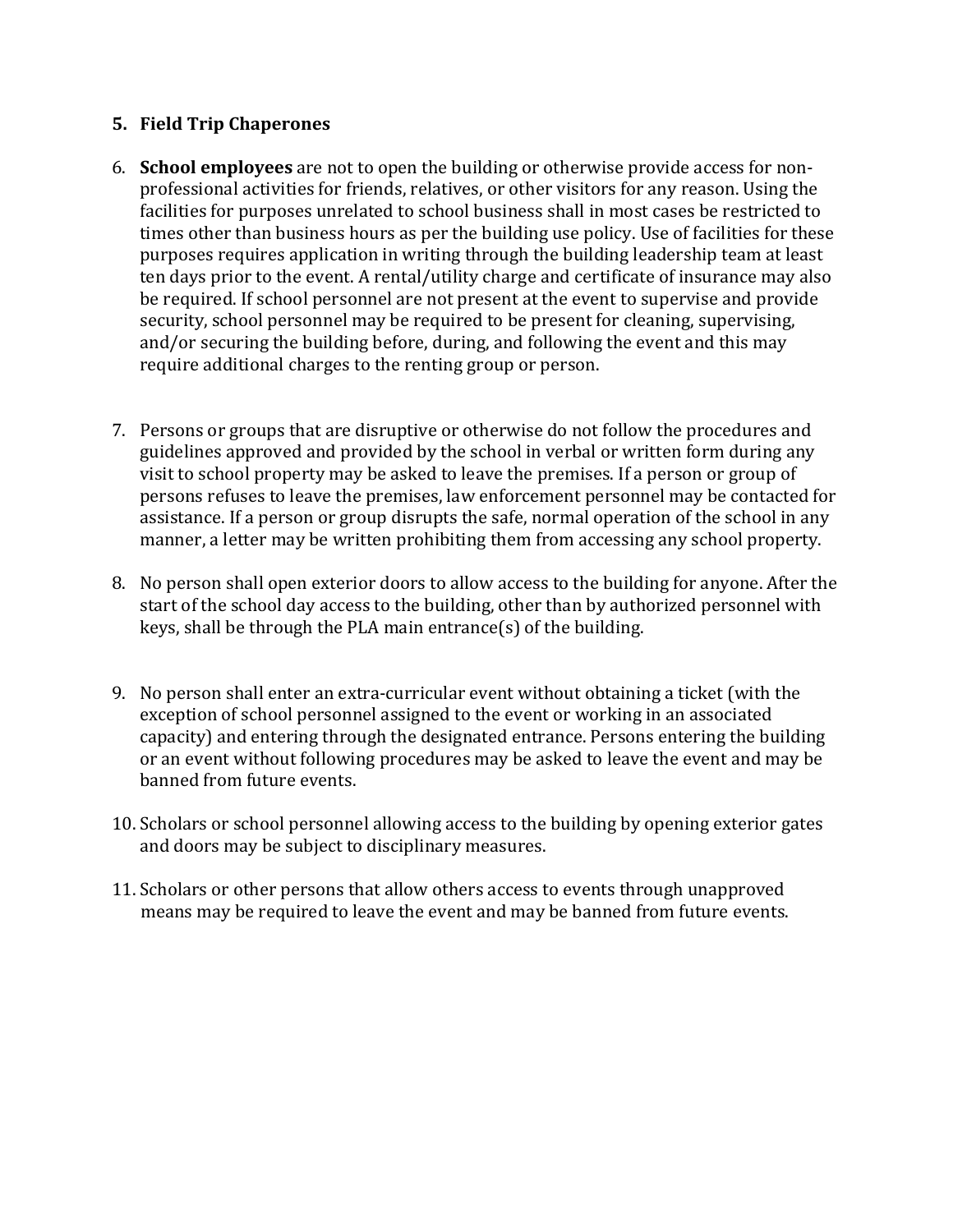5. **Field Trip Chaperones**

6. **School employees** are not to open the building or otherwise provide access for non-professional activities for friends, relatives, or other visitors for any reason. Using the facilities for purposes unrelated to school business shall in most cases be restricted to times other than business hours as per the building use policy. Use of facilities for these purposes requires application in writing through the building leadership team at least ten days prior to the event. A rental/utility charge and certificate of insurance may also be required. If school personnel are not present at the event to supervise and provide security, school personnel may be required to be present for cleaning, supervising, and/or securing the building before, during, and following the event and this may require additional charges to the renting group or person.

7. Persons or groups that are disruptive or otherwise do not follow the procedures and guidelines approved and provided by the school in verbal or written form during any visit to school property may be asked to leave the premises. If a person or group of persons refuses to leave the premises, law enforcement personnel may be contacted for assistance. If a person or group disrupts the safe, normal operation of the school in any manner, a letter may be written prohibiting them from accessing any school property.

8. No person shall open exterior doors to allow access to the building for anyone. After the start of the school day access to the building, other than by authorized personnel with keys, shall be through the PLA main entrance(s) of the building.

9. No person shall enter an extra-curricular event without obtaining a ticket (with the exception of school personnel assigned to the event or working in an associated capacity) and entering through the designated entrance. Persons entering the building or an event without following procedures may be asked to leave the event and may be banned from future events.

10. Scholars or school personnel allowing access to the building by opening exterior gates and doors may be subject to disciplinary measures.

11. Scholars or other persons that allow others access to events through unapproved means may be required to leave the event and may be banned from future events.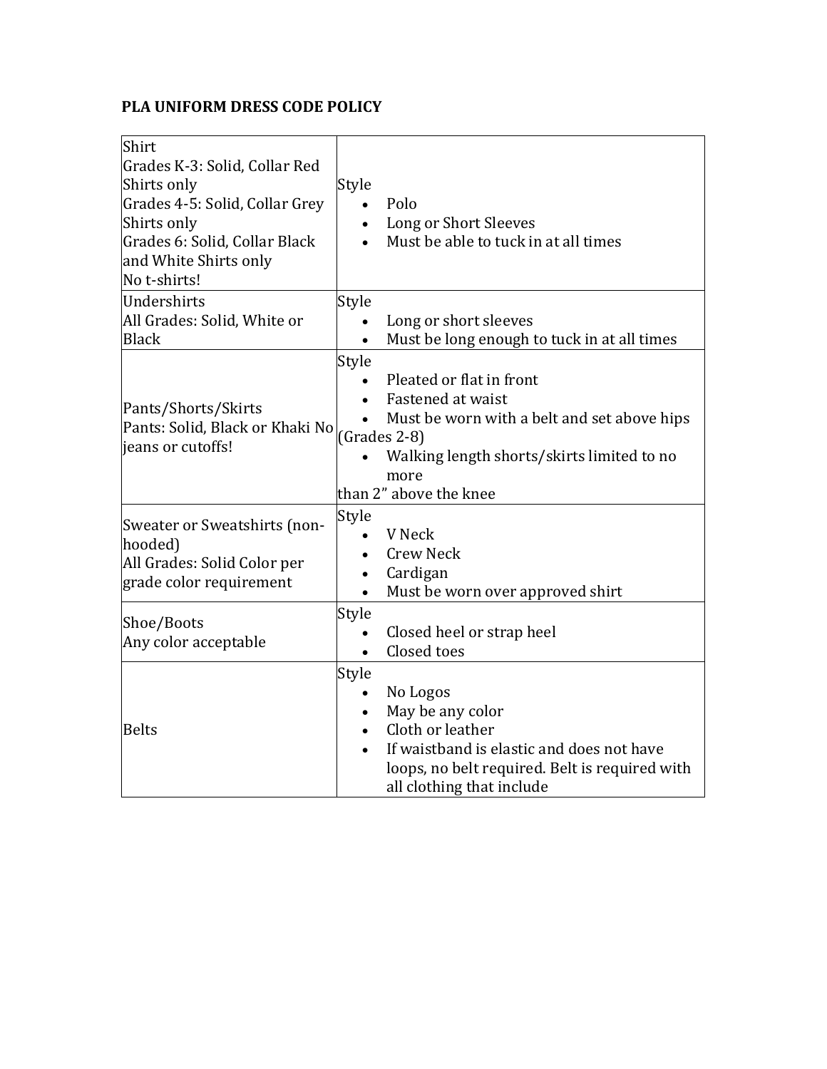**PLA UNIFORM DRESS CODE POLICY**

| | |
|---|---|
| Shirt<br>Grades K-3: Solid, Collar Red Shirts only<br>Grades 4-5: Solid, Collar Grey Shirts only<br>Grades 6: Solid, Collar Black and White Shirts only<br>No t-shirts! | Style<br>• Polo<br>• Long or Short Sleeves<br>• Must be able to tuck in at all times |
| Undershirts<br>All Grades: Solid, White or Black | Style<br>• Long or short sleeves<br>• Must be long enough to tuck in at all times |
| Pants/Shorts/Skirts<br>Pants: Solid, Black or Khaki No jeans or cutoffs! | Style<br>• Pleated or flat in front<br>• Fastened at waist<br>• Must be worn with a belt and set above hips (Grades 2-8)<br>• Walking length shorts/skirts limited to no more than 2" above the knee |
| Sweater or Sweatshirts (non-hooded)<br>All Grades: Solid Color per grade color requirement | Style<br>• V Neck<br>• Crew Neck<br>• Cardigan<br>• Must be worn over approved shirt |
| Shoe/Boots<br>Any color acceptable | Style<br>• Closed heel or strap heel<br>• Closed toes |
| Belts | Style<br>• No Logos<br>• May be any color<br>• Cloth or leather<br>• If waistband is elastic and does not have loops, no belt required. Belt is required with all clothing that include |